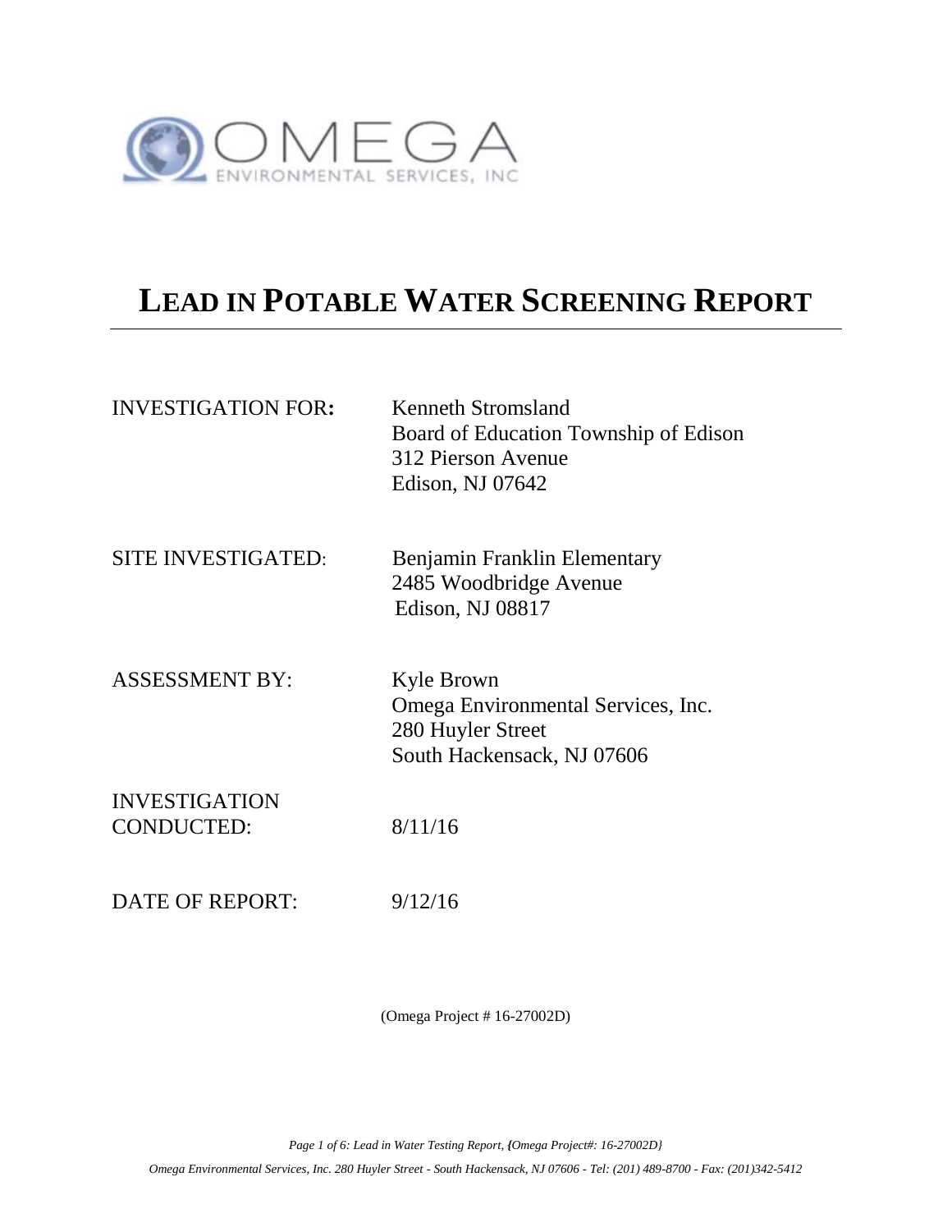OMEGA
ENVIRONMENTAL SERVICES, INC

# LEAD IN POTABLE WATER SCREENING REPORT

| | |
|---|---|
| INVESTIGATION FOR: | Kenneth Stromsland<br>Board of Education Township of Edison<br>312 Pierson Avenue<br>Edison, NJ 07642 |
| SITE INVESTIGATED: | Benjamin Franklin Elementary<br>2485 Woodbridge Avenue<br>Edison, NJ 08817 |
| ASSESSMENT BY: | Kyle Brown<br>Omega Environmental Services, Inc.<br>280 Huyler Street<br>South Hackensack, NJ 07606 |
| INVESTIGATION CONDUCTED: | 8/11/16 |
| DATE OF REPORT: | 9/12/16 |

(Omega Project # 16-27002D)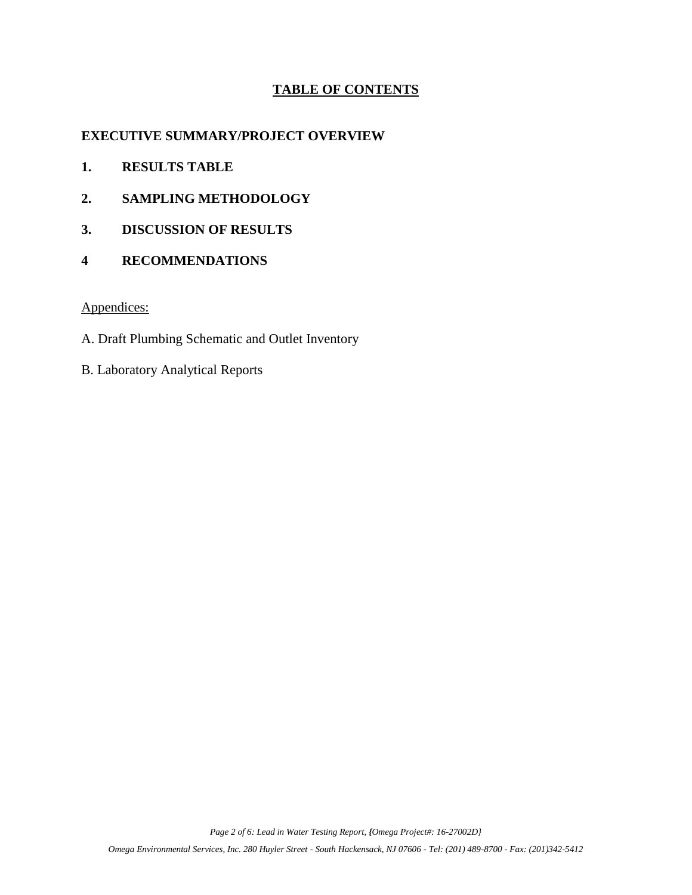# TABLE OF CONTENTS

**EXECUTIVE SUMMARY/PROJECT OVERVIEW**

**1. RESULTS TABLE**

**2. SAMPLING METHODOLOGY**

**3. DISCUSSION OF RESULTS**

**4 RECOMMENDATIONS**

Appendices:

A. Draft Plumbing Schematic and Outlet Inventory

B. Laboratory Analytical Reports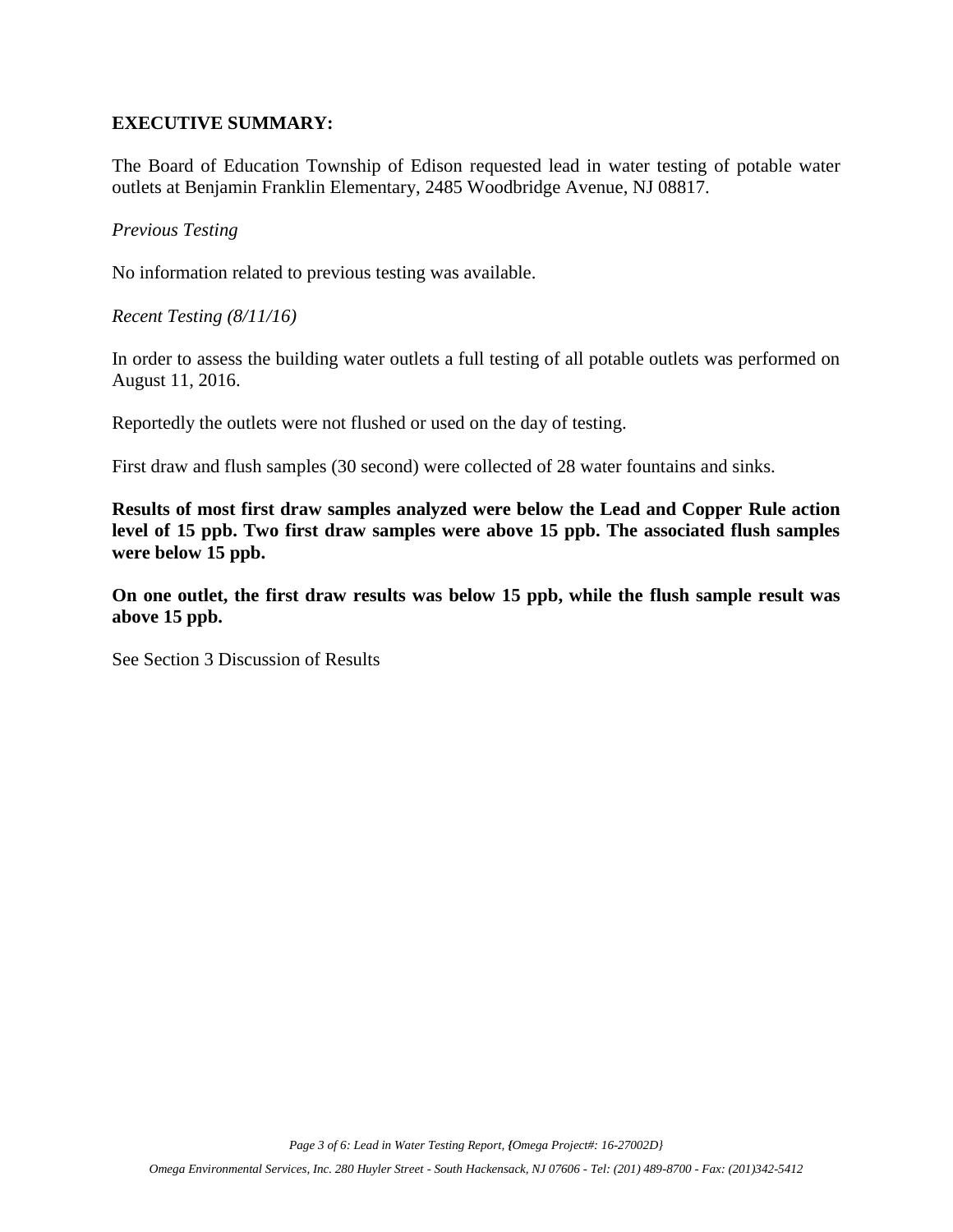**EXECUTIVE SUMMARY:**

The Board of Education Township of Edison requested lead in water testing of potable water outlets at Benjamin Franklin Elementary, 2485 Woodbridge Avenue, NJ 08817.

*Previous Testing*

No information related to previous testing was available.

*Recent Testing (8/11/16)*

In order to assess the building water outlets a full testing of all potable outlets was performed on August 11, 2016.

Reportedly the outlets were not flushed or used on the day of testing.

First draw and flush samples (30 second) were collected of 28 water fountains and sinks.

**Results of most first draw samples analyzed were below the Lead and Copper Rule action level of 15 ppb. Two first draw samples were above 15 ppb. The associated flush samples were below 15 ppb.**

**On one outlet, the first draw results was below 15 ppb, while the flush sample result was above 15 ppb.**

See Section 3 Discussion of Results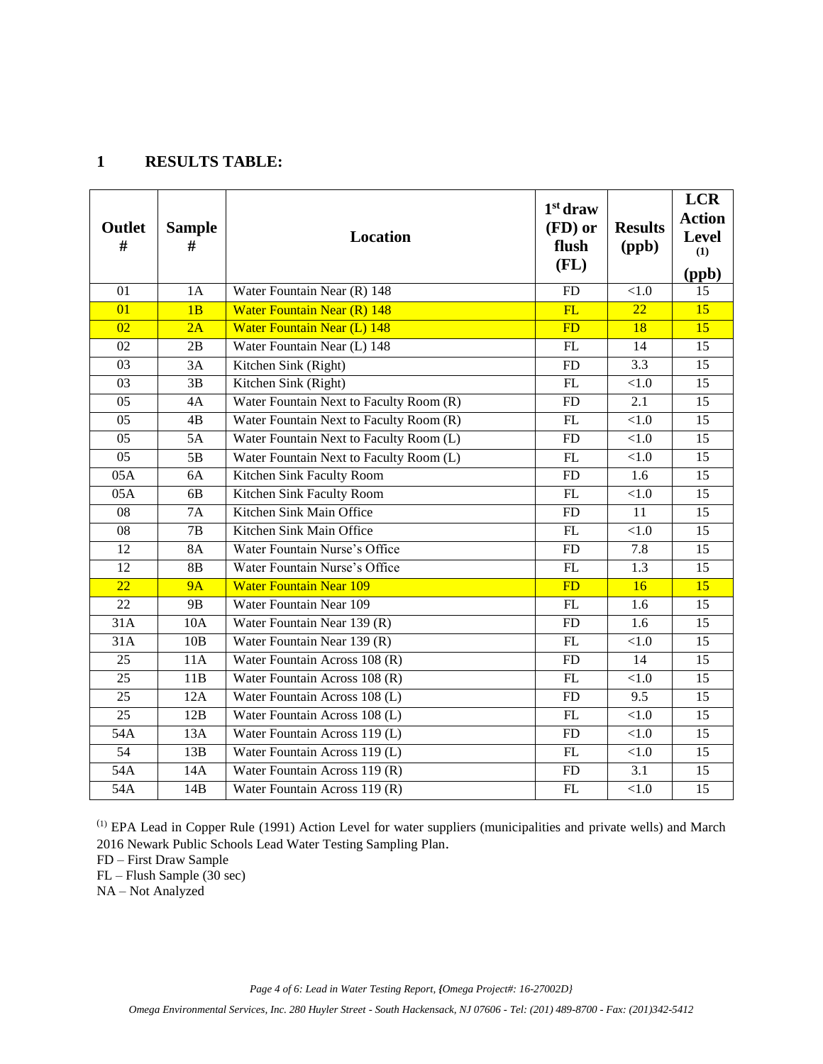## 1 RESULTS TABLE:

| Outlet # | Sample # | Location | 1st draw (FD) or flush (FL) | Results (ppb) | LCR Action Level (1) (ppb) |
|---|---|---|---|---|---|
| 01 | 1A | Water Fountain Near (R) 148 | FD | <1.0 | 15 |
| 01 | 1B | Water Fountain Near (R) 148 | FL | 22 | 15 |
| 02 | 2A | Water Fountain Near (L) 148 | FD | 18 | 15 |
| 02 | 2B | Water Fountain Near (L) 148 | FL | 14 | 15 |
| 03 | 3A | Kitchen Sink (Right) | FD | 3.3 | 15 |
| 03 | 3B | Kitchen Sink (Right) | FL | <1.0 | 15 |
| 05 | 4A | Water Fountain Next to Faculty Room (R) | FD | 2.1 | 15 |
| 05 | 4B | Water Fountain Next to Faculty Room (R) | FL | <1.0 | 15 |
| 05 | 5A | Water Fountain Next to Faculty Room (L) | FD | <1.0 | 15 |
| 05 | 5B | Water Fountain Next to Faculty Room (L) | FL | <1.0 | 15 |
| 05A | 6A | Kitchen Sink Faculty Room | FD | 1.6 | 15 |
| 05A | 6B | Kitchen Sink Faculty Room | FL | <1.0 | 15 |
| 08 | 7A | Kitchen Sink Main Office | FD | 11 | 15 |
| 08 | 7B | Kitchen Sink Main Office | FL | <1.0 | 15 |
| 12 | 8A | Water Fountain Nurse's Office | FD | 7.8 | 15 |
| 12 | 8B | Water Fountain Nurse's Office | FL | 1.3 | 15 |
| 22 | 9A | Water Fountain Near 109 | FD | 16 | 15 |
| 22 | 9B | Water Fountain Near 109 | FL | 1.6 | 15 |
| 31A | 10A | Water Fountain Near 139 (R) | FD | 1.6 | 15 |
| 31A | 10B | Water Fountain Near 139 (R) | FL | <1.0 | 15 |
| 25 | 11A | Water Fountain Across 108 (R) | FD | 14 | 15 |
| 25 | 11B | Water Fountain Across 108 (R) | FL | <1.0 | 15 |
| 25 | 12A | Water Fountain Across 108 (L) | FD | 9.5 | 15 |
| 25 | 12B | Water Fountain Across 108 (L) | FL | <1.0 | 15 |
| 54A | 13A | Water Fountain Across 119 (L) | FD | <1.0 | 15 |
| 54 | 13B | Water Fountain Across 119 (L) | FL | <1.0 | 15 |
| 54A | 14A | Water Fountain Across 119 (R) | FD | 3.1 | 15 |
| 54A | 14B | Water Fountain Across 119 (R) | FL | <1.0 | 15 |

(1) EPA Lead in Copper Rule (1991) Action Level for water suppliers (municipalities and private wells) and March 2016 Newark Public Schools Lead Water Testing Sampling Plan.

FD – First Draw Sample

FL – Flush Sample (30 sec)

NA – Not Analyzed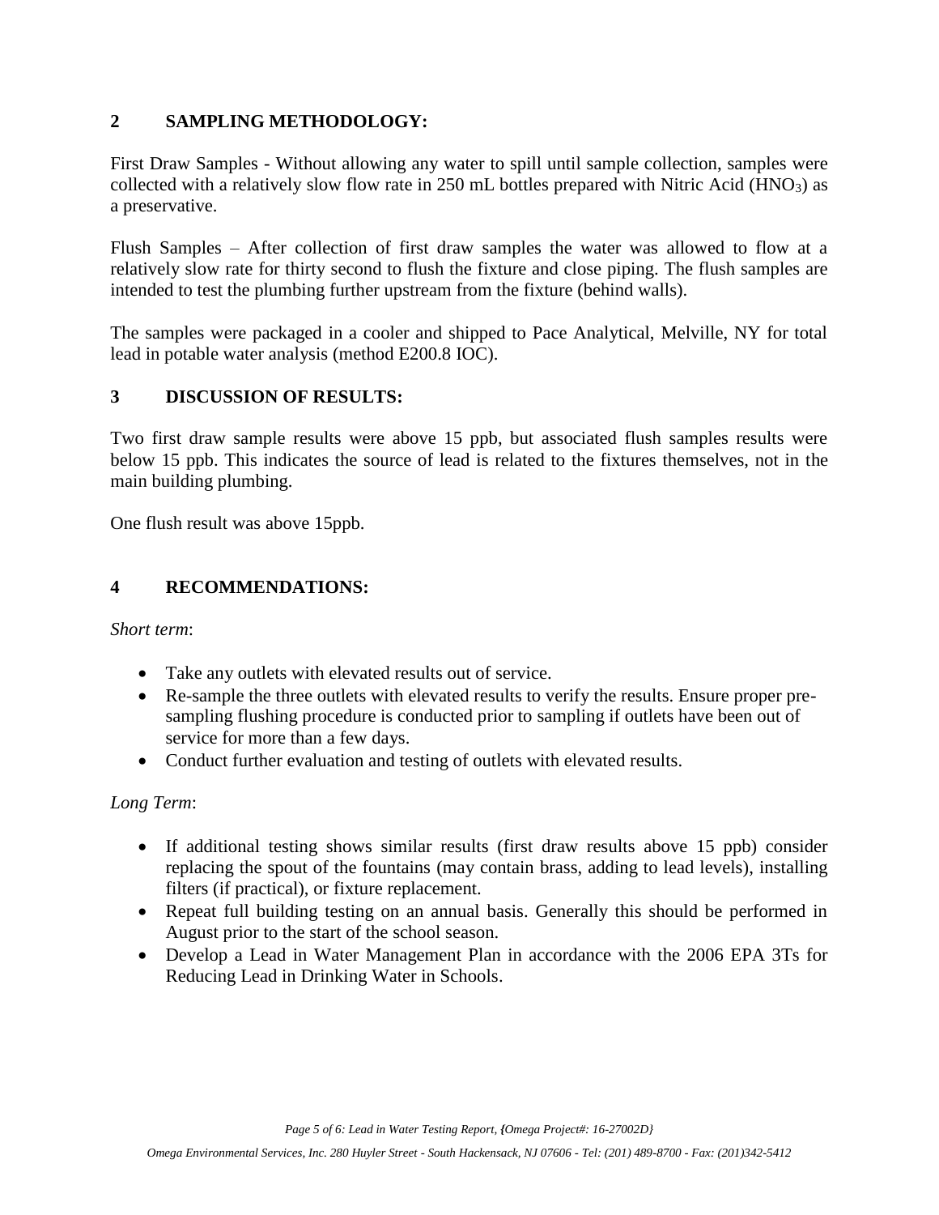## 2 SAMPLING METHODOLOGY:

First Draw Samples - Without allowing any water to spill until sample collection, samples were collected with a relatively slow flow rate in 250 mL bottles prepared with Nitric Acid ($HNO_3$) as a preservative.

Flush Samples – After collection of first draw samples the water was allowed to flow at a relatively slow rate for thirty second to flush the fixture and close piping. The flush samples are intended to test the plumbing further upstream from the fixture (behind walls).

The samples were packaged in a cooler and shipped to Pace Analytical, Melville, NY for total lead in potable water analysis (method E200.8 IOC).

## 3 DISCUSSION OF RESULTS:

Two first draw sample results were above 15 ppb, but associated flush samples results were below 15 ppb. This indicates the source of lead is related to the fixtures themselves, not in the main building plumbing.

One flush result was above 15ppb.

## 4 RECOMMENDATIONS:

*Short term*:

- Take any outlets with elevated results out of service.
- Re-sample the three outlets with elevated results to verify the results. Ensure proper pre-sampling flushing procedure is conducted prior to sampling if outlets have been out of service for more than a few days.
- Conduct further evaluation and testing of outlets with elevated results.

*Long Term*:

- If additional testing shows similar results (first draw results above 15 ppb) consider replacing the spout of the fountains (may contain brass, adding to lead levels), installing filters (if practical), or fixture replacement.
- Repeat full building testing on an annual basis. Generally this should be performed in August prior to the start of the school season.
- Develop a Lead in Water Management Plan in accordance with the 2006 EPA 3Ts for Reducing Lead in Drinking Water in Schools.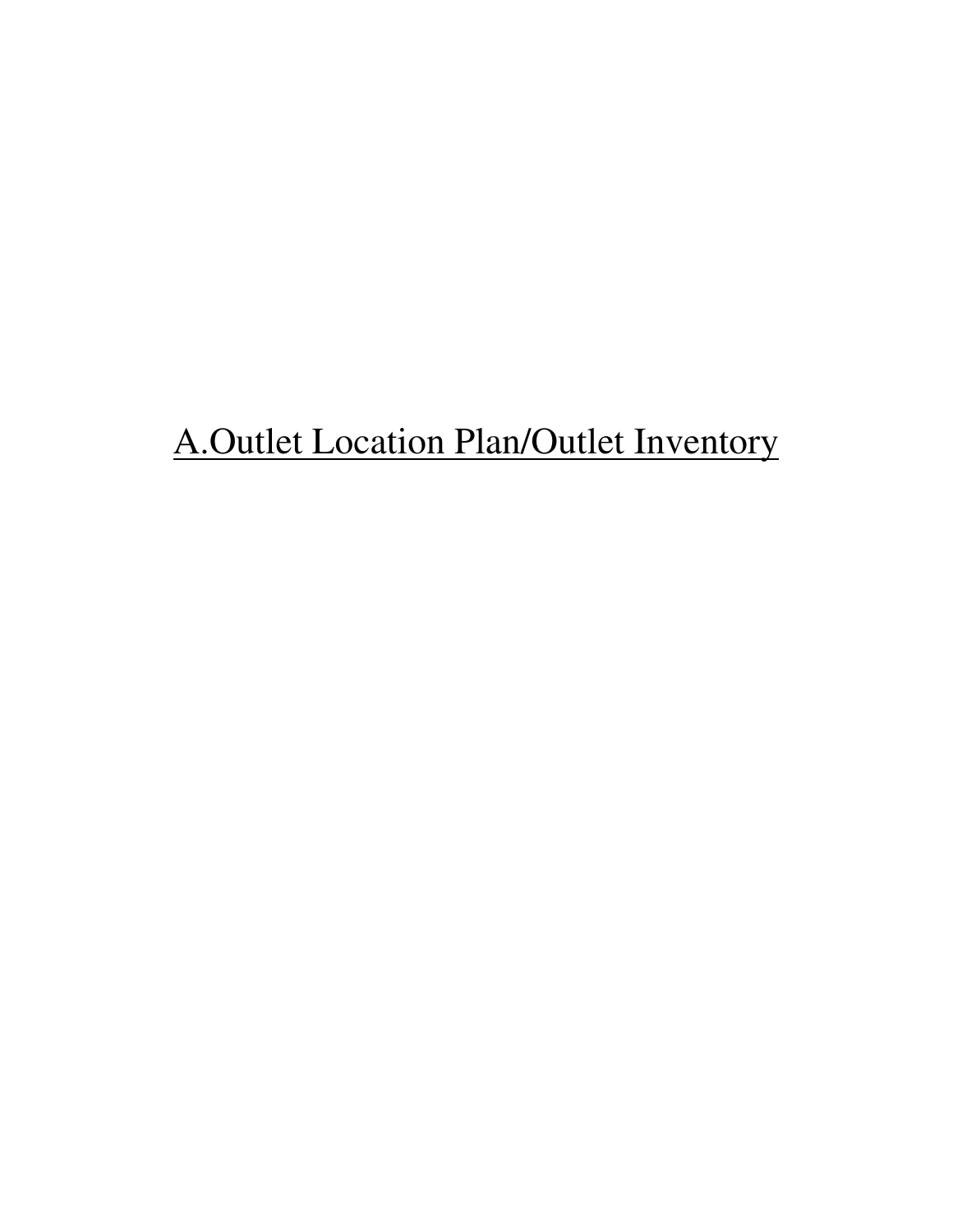# A.Outlet Location Plan/Outlet Inventory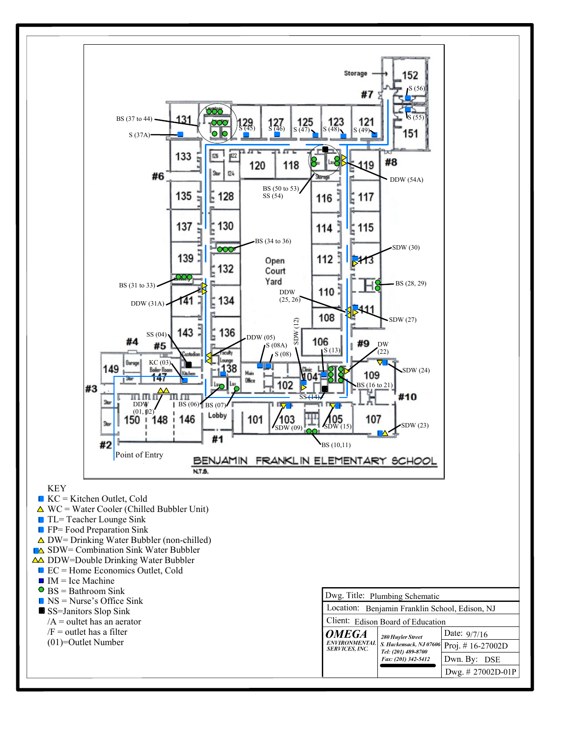BENJAMIN FRANKLIN ELEMENTARY SCHOOL

N.T.S.

Storage, 152, #7, S (56), S (55), 151, 131, 129, 127, 125, 123, 121, BS (37 to 44), S (37A), S (45), S (46), S (47), S (48), S (49), 133, #6, 126, 122, Stor, 124, 120, 118, 119, #8, DDW (54A), BS (50 to 53), SS (54), 135, 128, 116, 117, 137, 130, 114, 115, BS (34 to 36), SDW (30), 139, 132, Open Court Yard, 112, 113, BS (28, 29), BS (31 to 33), DDW (25, 26), 110, DDW (31A), 141, 134, 111, SDW (27), 108, SS (04), 143, 136, SDW (12), 106, #4, #5, DDW (05), S (08A), S (13), #9, DW (22), S (08), KC (03), 149, Garage, Boiler Room, Custodian, Kitchen, 147, Stor, Faculty Lounge, 138, Main Office, Clinic, 104, SDW (24), 109, #3, BS (16 to 21), 102, SS (14), #10, Stor, DDW (01, 02), BS (06), BS (07), Lobby, 101, 103, 105, 107, 150, 148, 146, SDW (09), SDW (15), SDW (23), Stor, #2, #1, BS (10,11), Point of Entry

KEY

- KC = Kitchen Outlet, Cold
- WC = Water Cooler (Chilled Bubbler Unit)
- TL= Teacher Lounge Sink
- FP= Food Preparation Sink
- DW= Drinking Water Bubbler (non-chilled)
- SDW= Combination Sink Water Bubbler
- DDW=Double Drinking Water Bubbler
- EC = Home Economics Outlet, Cold
- IM = Ice Machine
- BS = Bathroom Sink
- NS = Nurse's Office Sink
- SS=Janitors Slop Sink
- /A = outlet has an aerator
- /F = outlet has a filter
- (01)=Outlet Number

| | | |
|---|---|---|
| Dwg. Title: Plumbing Schematic | | |
| Location: Benjamin Franklin School, Edison, NJ | | |
| Client: Edison Board of Education | | |
| OMEGA ENVIRONMENTAL SERVICES, INC. | 280 Huyler Street S. Hackensack, NJ 07606 Tel: (201) 489-8700 Fax: (201) 342-5412 | Date: 9/7/16 |
| | | Proj. # 16-27002D |
| | | Dwn. By: DSE |
| | | Dwg. # 27002D-01P |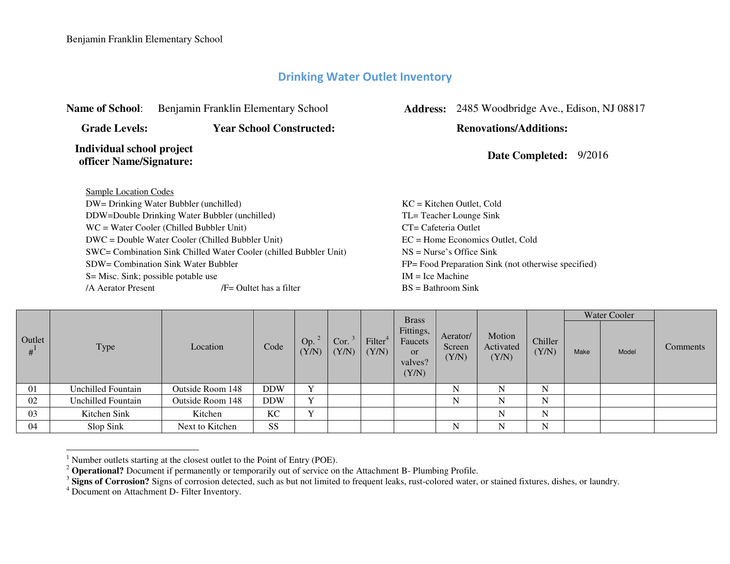Benjamin Franklin Elementary School

## Drinking Water Outlet Inventory

**Name of School**: Benjamin Franklin Elementary School **Address:** 2485 Woodbridge Ave., Edison, NJ 08817

**Grade Levels:** **Year School Constructed:** **Renovations/Additions:**

**Individual school project officer Name/Signature:** **Date Completed:** 9/2016

Sample Location Codes

DW= Drinking Water Bubbler (unchilled)
DDW=Double Drinking Water Bubbler (unchilled)
WC = Water Cooler (Chilled Bubbler Unit)
DWC = Double Water Cooler (Chilled Bubbler Unit)
SWC= Combination Sink Chilled Water Cooler (chilled Bubbler Unit)
SDW= Combination Sink Water Bubbler
S= Misc. Sink; possible potable use
/A Aerator Present /F= Oultet has a filter

KC = Kitchen Outlet, Cold
TL= Teacher Lounge Sink
CT= Cafeteria Outlet
EC = Home Economics Outlet, Cold
NS = Nurse's Office Sink
FP= Food Preparation Sink (not otherwise specified)
IM = Ice Machine
BS = Bathroom Sink

| Outlet #[1] | Type | Location | Code | Op. [2] (Y/N) | Cor. [3] (Y/N) | Filter[4] (Y/N) | Brass Fittings, Faucets or valves? (Y/N) | Aerator/ Screen (Y/N) | Motion Activated (Y/N) | Chiller (Y/N) | Water Cooler | | Comments |
|---|---|---|---|---|---|---|---|---|---|---|---|---|---|
| | | | | | | | | | | | Make | Model | |
| 01 | Unchilled Fountain | Outside Room 148 | DDW | Y | | | | N | N | N | | | |
| 02 | Unchilled Fountain | Outside Room 148 | DDW | Y | | | | N | N | N | | | |
| 03 | Kitchen Sink | Kitchen | KC | Y | | | | | N | N | | | |
| 04 | Slop Sink | Next to Kitchen | SS | | | | | N | N | N | | | |

[1] Number outlets starting at the closest outlet to the Point of Entry (POE).
[2] **Operational?** Document if permanently or temporarily out of service on the Attachment B- Plumbing Profile.
[3] **Signs of Corrosion?** Signs of corrosion detected, such as but not limited to frequent leaks, rust-colored water, or stained fixtures, dishes, or laundry.
[4] Document on Attachment D- Filter Inventory.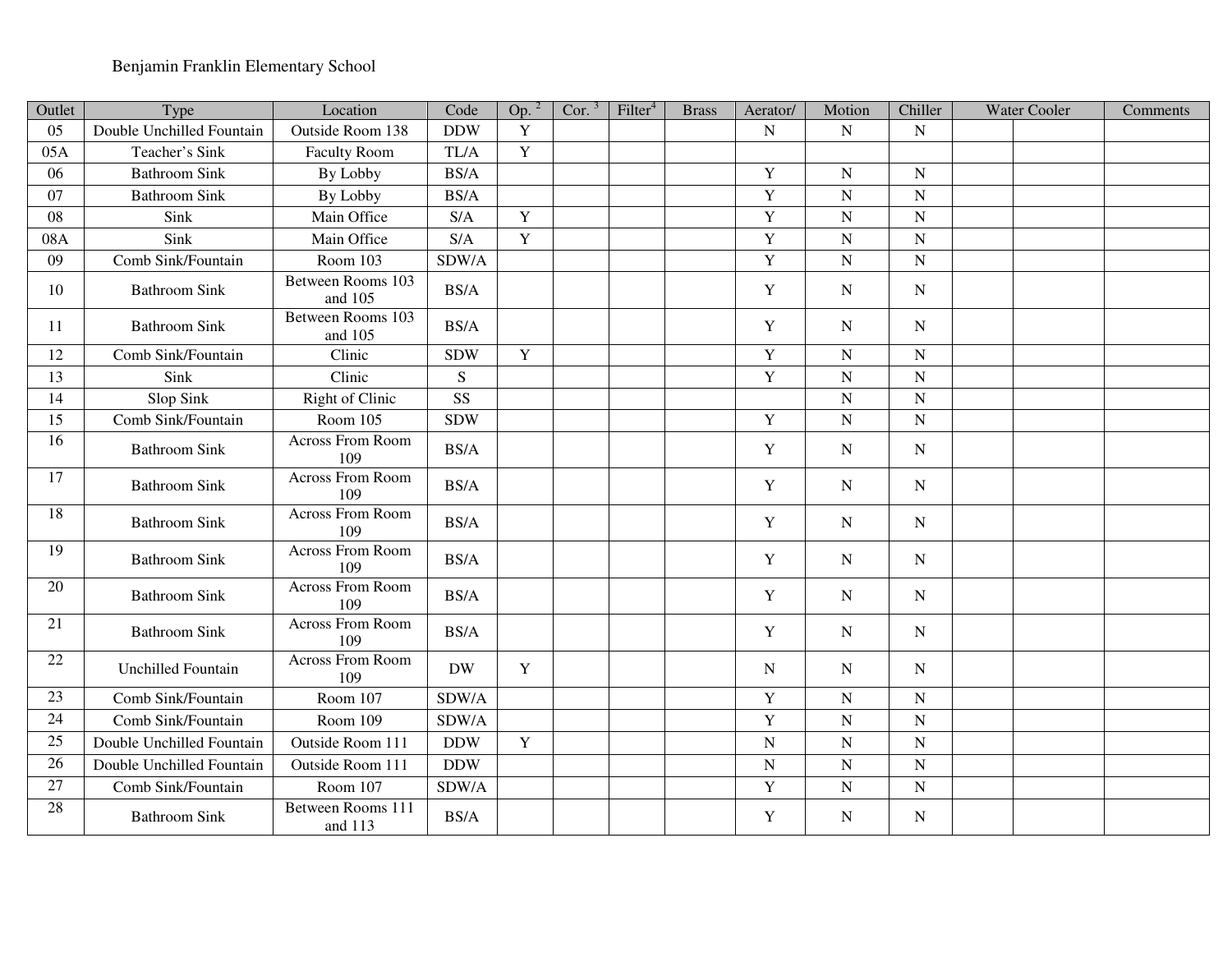Benjamin Franklin Elementary School

| Outlet | Type | Location | Code | Op. [2] | Cor. [3] | Filter[4] | Brass | Aerator/ | Motion | Chiller | Water Cooler | | Comments |
|---|---|---|---|---|---|---|---|---|---|---|---|---|---|
| 05 | Double Unchilled Fountain | Outside Room 138 | DDW | Y | | | | N | N | N | | | |
| 05A | Teacher's Sink | Faculty Room | TL/A | Y | | | | | | | | | |
| 06 | Bathroom Sink | By Lobby | BS/A | | | | | Y | N | N | | | |
| 07 | Bathroom Sink | By Lobby | BS/A | | | | | Y | N | N | | | |
| 08 | Sink | Main Office | S/A | Y | | | | Y | N | N | | | |
| 08A | Sink | Main Office | S/A | Y | | | | Y | N | N | | | |
| 09 | Comb Sink/Fountain | Room 103 | SDW/A | | | | | Y | N | N | | | |
| 10 | Bathroom Sink | Between Rooms 103 and 105 | BS/A | | | | | Y | N | N | | | |
| 11 | Bathroom Sink | Between Rooms 103 and 105 | BS/A | | | | | Y | N | N | | | |
| 12 | Comb Sink/Fountain | Clinic | SDW | Y | | | | Y | N | N | | | |
| 13 | Sink | Clinic | S | | | | | Y | N | N | | | |
| 14 | Slop Sink | Right of Clinic | SS | | | | | | N | N | | | |
| 15 | Comb Sink/Fountain | Room 105 | SDW | | | | | Y | N | N | | | |
| 16 | Bathroom Sink | Across From Room 109 | BS/A | | | | | Y | N | N | | | |
| 17 | Bathroom Sink | Across From Room 109 | BS/A | | | | | Y | N | N | | | |
| 18 | Bathroom Sink | Across From Room 109 | BS/A | | | | | Y | N | N | | | |
| 19 | Bathroom Sink | Across From Room 109 | BS/A | | | | | Y | N | N | | | |
| 20 | Bathroom Sink | Across From Room 109 | BS/A | | | | | Y | N | N | | | |
| 21 | Bathroom Sink | Across From Room 109 | BS/A | | | | | Y | N | N | | | |
| 22 | Unchilled Fountain | Across From Room 109 | DW | Y | | | | N | N | N | | | |
| 23 | Comb Sink/Fountain | Room 107 | SDW/A | | | | | Y | N | N | | | |
| 24 | Comb Sink/Fountain | Room 109 | SDW/A | | | | | Y | N | N | | | |
| 25 | Double Unchilled Fountain | Outside Room 111 | DDW | Y | | | | N | N | N | | | |
| 26 | Double Unchilled Fountain | Outside Room 111 | DDW | | | | | N | N | N | | | |
| 27 | Comb Sink/Fountain | Room 107 | SDW/A | | | | | Y | N | N | | | |
| 28 | Bathroom Sink | Between Rooms 111 and 113 | BS/A | | | | | Y | N | N | | | |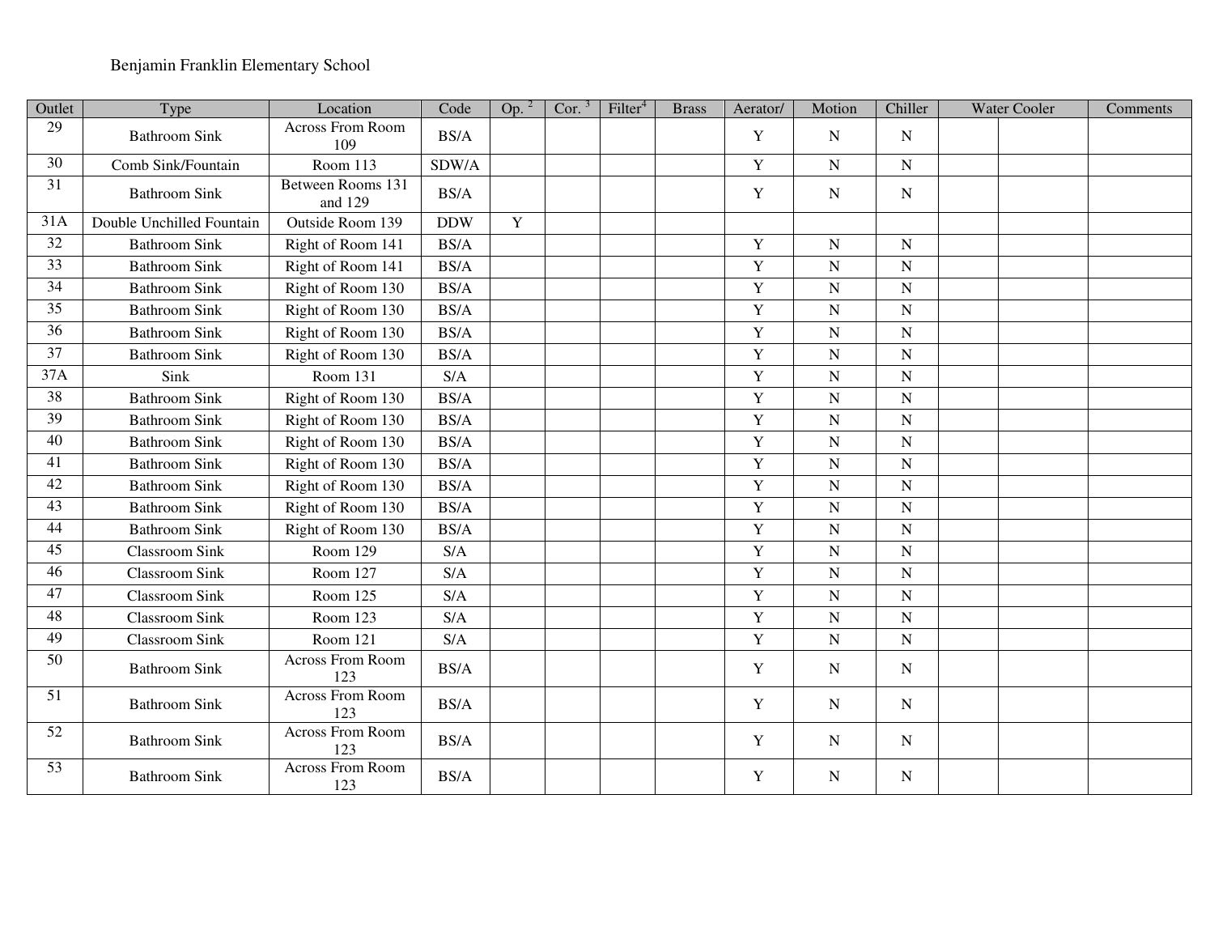Benjamin Franklin Elementary School

| Outlet | Type | Location | Code | Op. [2] | Cor. [3] | Filter[4] | Brass | Aerator/ | Motion | Chiller | Water Cooler | | Comments |
|---|---|---|---|---|---|---|---|---|---|---|---|---|---|
| 29 | Bathroom Sink | Across From Room 109 | BS/A | | | | | Y | N | N | | | |
| 30 | Comb Sink/Fountain | Room 113 | SDW/A | | | | | Y | N | N | | | |
| 31 | Bathroom Sink | Between Rooms 131 and 129 | BS/A | | | | | Y | N | N | | | |
| 31A | Double Unchilled Fountain | Outside Room 139 | DDW | Y | | | | | | | | | |
| 32 | Bathroom Sink | Right of Room 141 | BS/A | | | | | Y | N | N | | | |
| 33 | Bathroom Sink | Right of Room 141 | BS/A | | | | | Y | N | N | | | |
| 34 | Bathroom Sink | Right of Room 130 | BS/A | | | | | Y | N | N | | | |
| 35 | Bathroom Sink | Right of Room 130 | BS/A | | | | | Y | N | N | | | |
| 36 | Bathroom Sink | Right of Room 130 | BS/A | | | | | Y | N | N | | | |
| 37 | Bathroom Sink | Right of Room 130 | BS/A | | | | | Y | N | N | | | |
| 37A | Sink | Room 131 | S/A | | | | | Y | N | N | | | |
| 38 | Bathroom Sink | Right of Room 130 | BS/A | | | | | Y | N | N | | | |
| 39 | Bathroom Sink | Right of Room 130 | BS/A | | | | | Y | N | N | | | |
| 40 | Bathroom Sink | Right of Room 130 | BS/A | | | | | Y | N | N | | | |
| 41 | Bathroom Sink | Right of Room 130 | BS/A | | | | | Y | N | N | | | |
| 42 | Bathroom Sink | Right of Room 130 | BS/A | | | | | Y | N | N | | | |
| 43 | Bathroom Sink | Right of Room 130 | BS/A | | | | | Y | N | N | | | |
| 44 | Bathroom Sink | Right of Room 130 | BS/A | | | | | Y | N | N | | | |
| 45 | Classroom Sink | Room 129 | S/A | | | | | Y | N | N | | | |
| 46 | Classroom Sink | Room 127 | S/A | | | | | Y | N | N | | | |
| 47 | Classroom Sink | Room 125 | S/A | | | | | Y | N | N | | | |
| 48 | Classroom Sink | Room 123 | S/A | | | | | Y | N | N | | | |
| 49 | Classroom Sink | Room 121 | S/A | | | | | Y | N | N | | | |
| 50 | Bathroom Sink | Across From Room 123 | BS/A | | | | | Y | N | N | | | |
| 51 | Bathroom Sink | Across From Room 123 | BS/A | | | | | Y | N | N | | | |
| 52 | Bathroom Sink | Across From Room 123 | BS/A | | | | | Y | N | N | | | |
| 53 | Bathroom Sink | Across From Room 123 | BS/A | | | | | Y | N | N | | | |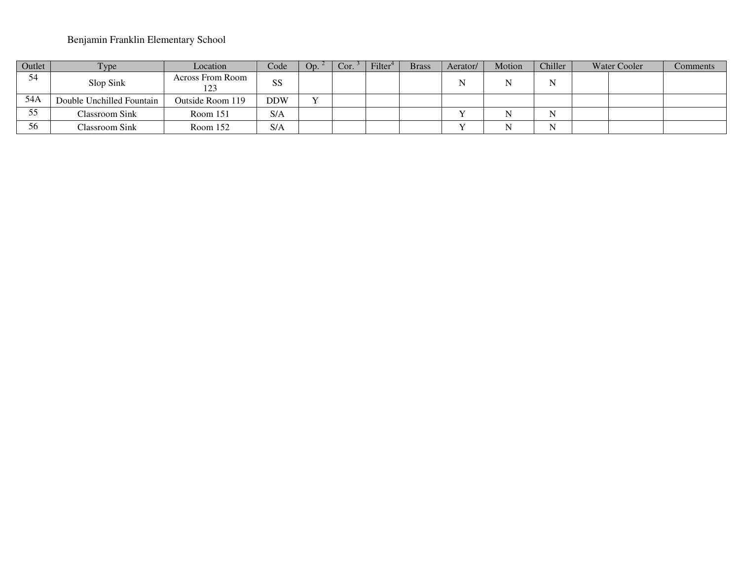Benjamin Franklin Elementary School

| Outlet | Type | Location | Code | Op. [2] | Cor. [3] | Filter[4] | Brass | Aerator/ | Motion | Chiller | Water Cooler | | Comments |
|---|---|---|---|---|---|---|---|---|---|---|---|---|---|
| 54 | Slop Sink | Across From Room 123 | SS | | | | | N | N | N | | | |
| 54A | Double Unchilled Fountain | Outside Room 119 | DDW | Y | | | | | | | | | |
| 55 | Classroom Sink | Room 151 | S/A | | | | | Y | N | N | | | |
| 56 | Classroom Sink | Room 152 | S/A | | | | | Y | N | N | | | |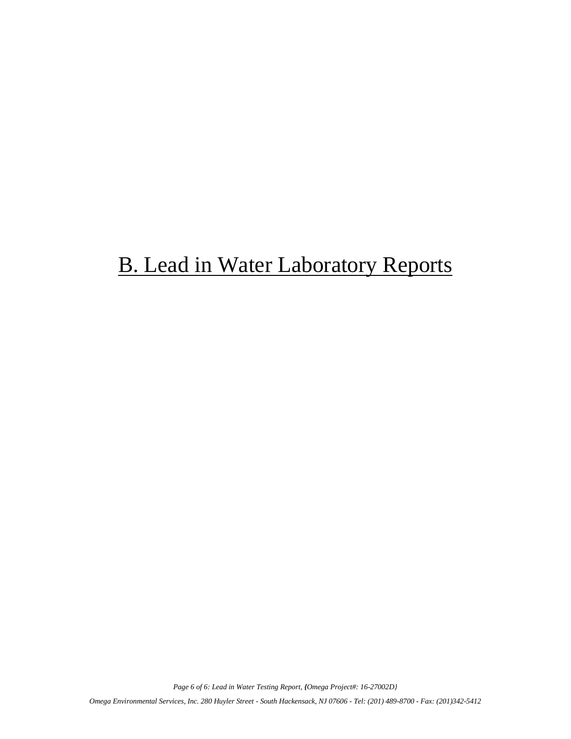# B. Lead in Water Laboratory Reports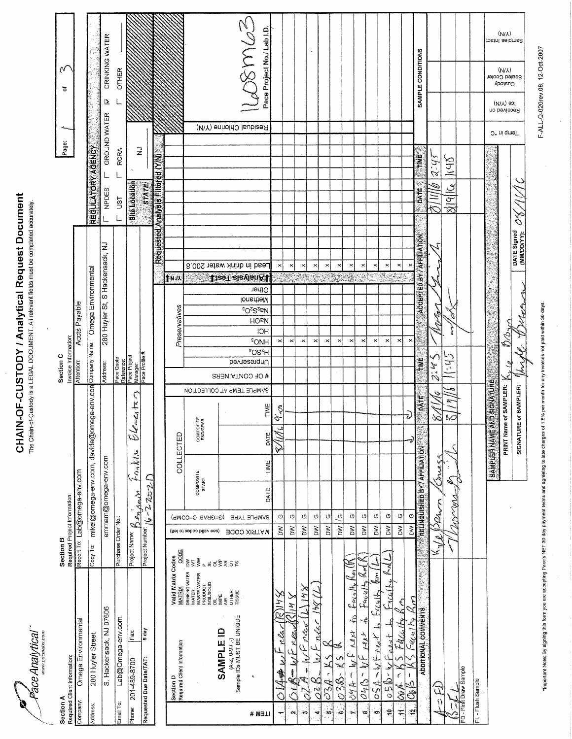# CHAIN-OF-CUSTODY / Analytical Request Document

The Chain-of-Custody is a LEGAL DOCUMENT. All relevant fields must be completed accurately.

Pace Analytical™ www.pacelabs.com

Page: 1 of 3

**Section A** — Required Client Information:

| | |
|---|---|
| Company: | Omega Environmental |
| Address: | 280 Huyler Street |
| | S. Hackensack, NJ 07606 |
| Email To: | Lab@Omega-env.com |
| Phone: | 201-489-8700 |
| Fax: | |
| Requested Due Date/TAT: | 5 day |

**Section B** — Required Project Information:

| | |
|---|---|
| Report To: | Lab@omega-env.com |
| Copy To: | mikel@omega-env.com, davide@omega-env.com |
| | emmam@omega-env.com |
| Purchase Order No.: | |
| Project Name: | Benjamin Franklin Elementary |
| Project Number: | 16-2202D |

**Section C** — Invoice Information:

| | |
|---|---|
| Attention: | Accts Payable |
| Company Name: | Omega Environmental |
| Address: | 280 Huyler St, S Hackensack, NJ |
| Pace Quote Reference: | |
| Pace Project Manager: | |
| Pace Profile #: | |

**REGULATORY AGENCY**

☐ NPDES ☐ GROUND WATER ☑ DRINKING WATER
☐ UST ☐ RCRA ☐ OTHER

Site Location STATE: NJ

**Section D** — Required Client Information

Valid Matrix Codes: DRINKING WATER DW; WATER WT; WASTE WATER WW; PRODUCT P; SOIL/SOLID SL; OIL OL; WIPE WP; AIR AR; OTHER OT; TISSUE TS

SAMPLE ID (A-Z, 0-9 / ,-) Sample IDs MUST BE UNIQUE

Requested Analysis Filtered (Y/N)

Pace Project No./ Lab I.D.: 1608M63

| ITEM # | SAMPLE ID | MATRIX CODE | SAMPLE TYPE (G=GRAB C=COMP) | Composite Start DATE | Composite Start TIME | Composite End/Grab DATE | Composite End/Grab TIME | SAMPLE TEMP AT COLLECTION | # OF CONTAINERS | Unpreserved | $H_2SO_4$ | $HNO_3$ | HCl | NaOH | $Na_2S_2O_3$ | Methanol | Other | Lead in drink water 200.8 | Residual Chlorine (Y/N) |
|---|---|---|---|---|---|---|---|---|---|---|---|---|---|---|---|---|---|---|---|
| 1 | 01A - WF near (R) 148 | DW | G | | | 8/11/16 | 9:00 | | | | | x | | | | | | x | |
| 2 | 01B - WF near (R) 148 | DW | G | | | | | | | | | x | | | | | | x | |
| 3 | 02A - WF near (L) 148 | DW | G | | | | | | | | | x | | | | | | x | |
| 4 | 02B - WF near 148 (L) | DW | G | | | | | | | | | x | | | | | | x | |
| 5 | 03A - KS R | DW | G | | | | | | | | | x | | | | | | x | |
| 6 | 03B - KS R | DW | G | | | | | | | | | x | | | | | | x | |
| 7 | 04A - WF next to Faculty Rm (R) | DW | G | | | | | | | | | x | | | | | | x | |
| 8 | 04B - WF next to Faculty Rm (R) | DW | G | | | | | | | | | x | | | | | | x | |
| 9 | 05A - WF next to Faculty Rm (L) | DW | G | | | | | | | | | x | | | | | | x | |
| 10 | 05B - WF next to Faculty Rm (L) | DW | G | | | | | | | | | x | | | | | | x | |
| 11 | 06A - KS Faculty Rm | DW | G | | | | | | | | | x | | | | | | x | |
| 12 | 06B - KS Faculty Rm | DW | G | | | | | | | | | x | | | | | | x | |

**ADDITIONAL COMMENTS**

A = FD
B = FL
FD - First Draw Sample
FL - Flush Sample

| RELINQUISHED BY / AFFILIATION | DATE | TIME | ACCEPTED BY / AFFILIATION | DATE | TIME |
|---|---|---|---|---|---|
| Kyle Brown / Omega | 8/11/16 | 2:45 | [signature] | 8/11/16 | 2:45 |
| Thomas [signature] | 8/19/16 | 1:45 | [signature] | 8/19/16 | 1945 |

**SAMPLE CONDITIONS**: Temp in °C | Received on Ice (Y/N) | Custody Sealed Cooler (Y/N) | Samples Intact (Y/N)

**SAMPLER NAME AND SIGNATURE**

PRINT Name of SAMPLER: Kyle Brown

SIGNATURE of SAMPLER: Kyle Brown

DATE Signed (MM/DD/YY): 08/11/16

*Important Note: By signing this form you are accepting Pace's NET 30 day payment terms and agreeing to late charges of 1.5% per month for any invoices not paid within 30 days.

F-ALL-Q-020rev.08, 12-Oct-2007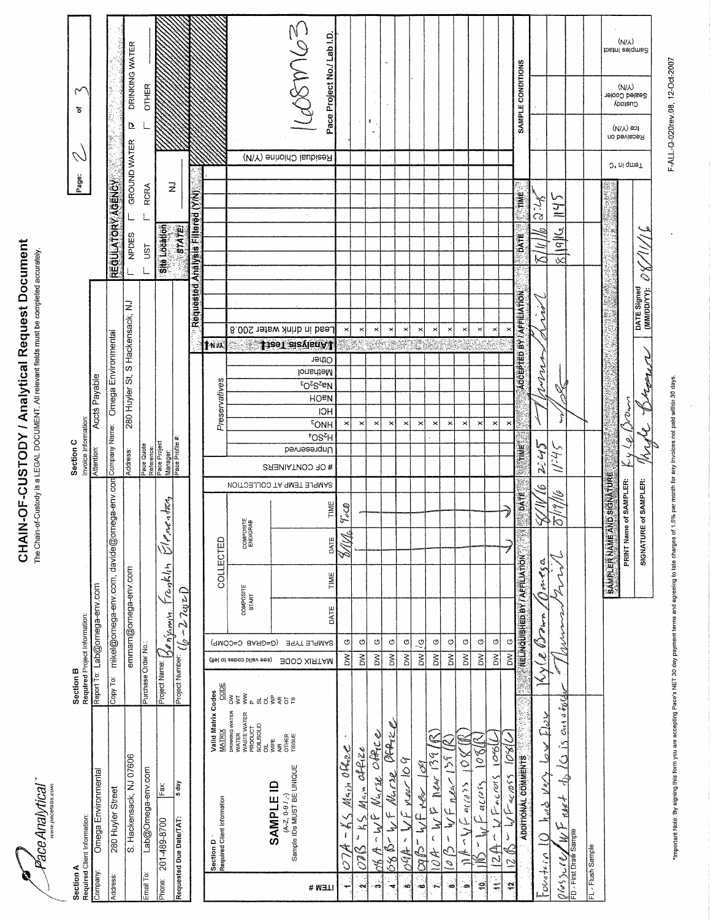# CHAIN-OF-CUSTODY / Analytical Request Document

The Chain-of-Custody is a LEGAL DOCUMENT. All relevant fields must be completed accurately.

Pace Analytical — www.pacelabs.com

Page: 2 of 3

**Section A** — Required Client Information:

| | |
|---|---|
| Company: | Omega Environmental |
| Address: | 280 Huyler Street |
| | S. Hackensack, NJ 07606 |
| Email To: | Lab@Omega-env.com |
| Phone: | 201-489-8700 — Fax: |
| Requested Due Date/TAT: | 5 day |

**Section B** — Required Project Information:

| | |
|---|---|
| Report To: | Lab@omega-env.com |
| Copy To: | mikel@omega-env.com, davide@omega-env.com |
| | emmam@omega-env.com |
| Purchase Order No.: | |
| Project Name: | Benjamin Franklin Elementary |
| Project Number: | 16-2202D |

**Section C** — Invoice Information:

| | |
|---|---|
| Attention: | Accts Payable |
| Company Name: | Omega Environmental |
| Address: | 280 Huyler St, S Hackensack, NJ |
| Pace Quote Reference: | |
| Pace Project Manager: | |
| Pace Profile #: | |

**REGULATORY AGENCY**: ☐ NPDES ☐ GROUND WATER ☑ DRINKING WATER ☐ UST ☐ RCRA ☐ OTHER

Site Location STATE: NJ

Pace Project No./ Lab I.D.: 1608M63

**Section D** — Required Client Information

Valid Matrix Codes: DRINKING WATER DW; WATER WT; WASTE WATER WW; PRODUCT P; SOIL/SOLID SL; OIL OL; WIPE WP; AIR AR; OTHER OT; TISSUE TS

SAMPLE ID (A-Z, 0-9 / ,-) Sample IDs MUST BE UNIQUE

| ITEM # | SAMPLE ID | MATRIX CODE | SAMPLE TYPE (G=GRAB C=COMP) | COLLECTED DATE | COLLECTED TIME | SAMPLE TEMP AT COLLECTION | # OF CONTAINERS | Preservative $HNO_3$ | Lead in drink water 200.8 | Residual Chlorine (Y/N) |
|---|---|---|---|---|---|---|---|---|---|---|
| 1 | 07A - KS Main Office | DW | G | 8/11/16 | 9:00 | | | x | x | |
| 2 | 07B - KS Main Office | DW | G | 8/11/16 | 9:00 | | | x | x | |
| 3 | 08A - WF Nurse Office | DW | G | 8/11/16 | 9:00 | | | x | x | |
| 4 | 08B - WF Nurse Office | DW | G | 8/11/16 | 9:00 | | | x | x | |
| 5 | 09A - WF near 109 | DW | G | 8/11/16 | 9:00 | | | x | x | |
| 6 | 09B - WF near 109 | DW | G | 8/11/16 | 9:00 | | | x | x | |
| 7 | 10A - WF near 139 (R) | DW | G | 8/11/16 | 9:00 | | | x | x | |
| 8 | 10B - WF near 139 (R) | DW | G | 8/11/16 | 9:00 | | | x | x | |
| 9 | 11A - WF across 108 (R) | DW | G | 8/11/16 | 9:00 | | | x | x | |
| 10 | 11B - WF across 108 (R) | DW | G | 8/11/16 | 9:00 | | | x | x | |
| 11 | 12A - WF across 108 (L) | DW | G | 8/11/16 | 9:00 | | | x | x | |
| 12 | 12B - WF across 108 (L) | DW | G | 8/11/16 | 9:00 | | | x | x | |

**ADDITIONAL COMMENTS**: Fountain 10 had very low flow pressure / WF next to 10 is out of order

FD - First Draw Sample

FL - Flush Sample

| RELINQUISHED BY / AFFILIATION | DATE | TIME | ACCEPTED BY / AFFILIATION | DATE | TIME |
|---|---|---|---|---|---|
| Kyle Brown / Omega | 8/11/16 | 2:45 | [signature] | 8/11/16 | 2:45 |
| [signature] | 8/19/16 | 11:45 | [signature] | 8/19/16 | 1145 |

**SAMPLER NAME AND SIGNATURE**

PRINT Name of SAMPLER: Kyle Brown

SIGNATURE of SAMPLER: [signature] — DATE Signed (MM/DD/YY): 08/11/16

SAMPLE CONDITIONS: Temp in °C | Received on Ice (Y/N) | Custody Sealed Cooler (Y/N) | Samples Intact (Y/N)

*Important Note: By signing this form you are accepting Pace's NET 30 day payment terms and agreeing to late charges of 1.5% per month for any invoices not paid within 30 days.

F-ALL-Q-020rev.08, 12-Oct-2007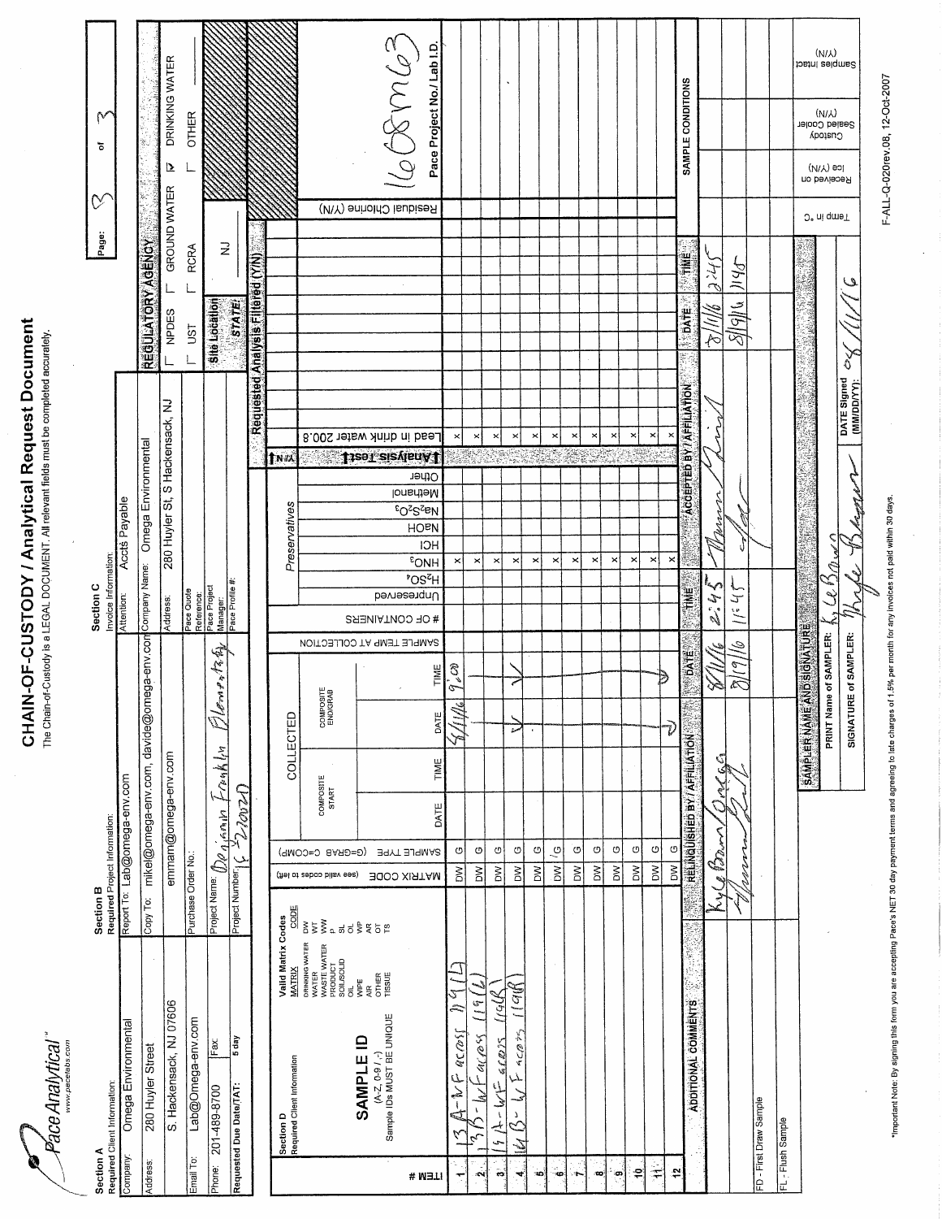# CHAIN-OF-CUSTODY / Analytical Request Document

The Chain-of-Custody is a LEGAL DOCUMENT. All relevant fields must be completed accurately.

Pace Analytical
www.pacelabs.com

Page: 3 of 3

**Section A**
Required Client Information:

| | |
|---|---|
| Company: | Omega Environmental |
| Address: | 280 Huyler Street |
| | S. Hackensack, NJ 07606 |
| Email To: | Lab@Omega-env.com |
| Phone: | 201-489-8700 |
| Fax: | |
| Requested Due Date/TAT: | 5 day |

**Section B**
Required Project Information:

| | |
|---|---|
| Report To: | Lab@omega-env.com |
| Copy To: | mikel@omega-env.com, davide@omega-env.com |
| | emmam@omega-env.com |
| Purchase Order No.: | |
| Project Name: | Benjamin Franklin Elementary |
| Project Number: | 16-22002D |

**Section C**
Invoice Information:

| | |
|---|---|
| Attention: | Accts Payable |
| Company Name: | Omega Environmental |
| Address: | 280 Huyler St, S Hackensack, NJ |
| Pace Quote Reference: | |
| Pace Project Manager: | |
| Pace Profile #: | |

**REGULATORY AGENCY**

☐ NPDES ☐ GROUND WATER ☑ DRINKING WATER
☐ UST ☐ RCRA ☐ OTHER

Site Location STATE: NJ

**Section D** Required Client Information

Valid Matrix Codes (MATRIX / CODE): DRINKING WATER DW; WATER WT; WASTE WATER WW; PRODUCT P; SOIL/SOLID SL; OIL OL; WIPE WP; AIR AR; OTHER OT; TISSUE TS

SAMPLE ID (A-Z, 0-9 / ,-) Sample IDs MUST BE UNIQUE

Requested Analysis Filtered (Y/N)

| ITEM # | SAMPLE ID | MATRIX CODE | SAMPLE TYPE (G=GRAB C=COMP) | COMPOSITE START DATE | COMPOSITE START TIME | COMPOSITE END/GRAB DATE | COMPOSITE END/GRAB TIME | SAMPLE TEMP AT COLLECTION | # OF CONTAINERS | Unpreserved | $H_2SO_4$ | $HNO_3$ | HCl | NaOH | $Na_2S_2O_3$ | Methanol | Other | Analysis Test | Lead in drink water 200.8 | Residual Chlorine (Y/N) | Pace Project No./ Lab I.D. |
|---|---|---|---|---|---|---|---|---|---|---|---|---|---|---|---|---|---|---|---|---|---|
| 1 | 13A-WF across 119(L) | DW | G | | | 8/11/16 | 9:00 | | | | | x | | | | | | | x | | 1608m63 |
| 2 | 13B-WF across 119(L) | DW | G | | | ↓ | ↓ | | | | | x | | | | | | | x | | |
| 3 | 14A-WF across 119(R) | DW | G | | | ↓ | ↓ | | | | | x | | | | | | | x | | |
| 4 | 14B-WF across 119(R) | DW | G | | | ↓ | ↓ | | | | | x | | | | | | | x | | |
| 5 | | DW | G | | | | | | | | | x | | | | | | | x | | |
| 6 | | DW | G | | | | | | | | | x | | | | | | | x | | |
| 7 | | DW | G | | | | | | | | | x | | | | | | | x | | |
| 8 | | DW | G | | | | | | | | | x | | | | | | | x | | |
| 9 | | DW | G | | | | | | | | | x | | | | | | | x | | |
| 10 | | DW | G | | | | | | | | | x | | | | | | | x | | |
| 11 | | DW | G | | | | | | | | | x | | | | | | | x | | |
| 12 | | DW | G | | | | | | | | | x | | | | | | | x | | |

| ADDITIONAL COMMENTS | RELINQUISHED BY / AFFILIATION | DATE | TIME | ACCEPTED BY / AFFILIATION | DATE | TIME | SAMPLE CONDITIONS |
|---|---|---|---|---|---|---|---|
| | Kyle Brown / Omega | 8/11/16 | 2:45 | [signature] | 8/11/16 | 2:45 | |
| | [signature] | 8/19/16 | 11:45 | [signature] | 8/19/16 | 11:45 | |
| FD - First Draw Sample | | | | | | | |
| FL - Flush Sample | | | | | | | |

**SAMPLER NAME AND SIGNATURE**

PRINT Name of SAMPLER: Kyle Brown

SIGNATURE of SAMPLER: Kyle Brown

DATE Signed (MM/DD/YY): 08/11/16

| Temp in °C | Received on Ice (Y/N) | Custody Sealed Cooler (Y/N) | Samples Intact (Y/N) |
|---|---|---|---|
| | | | |

*Important Note: By signing this form you are accepting Pace's NET 30 day payment terms and agreeing to late charges of 1.5% per month for any invoices not paid within 30 days.

F-ALL-Q-020rev.08, 12-Oct-2007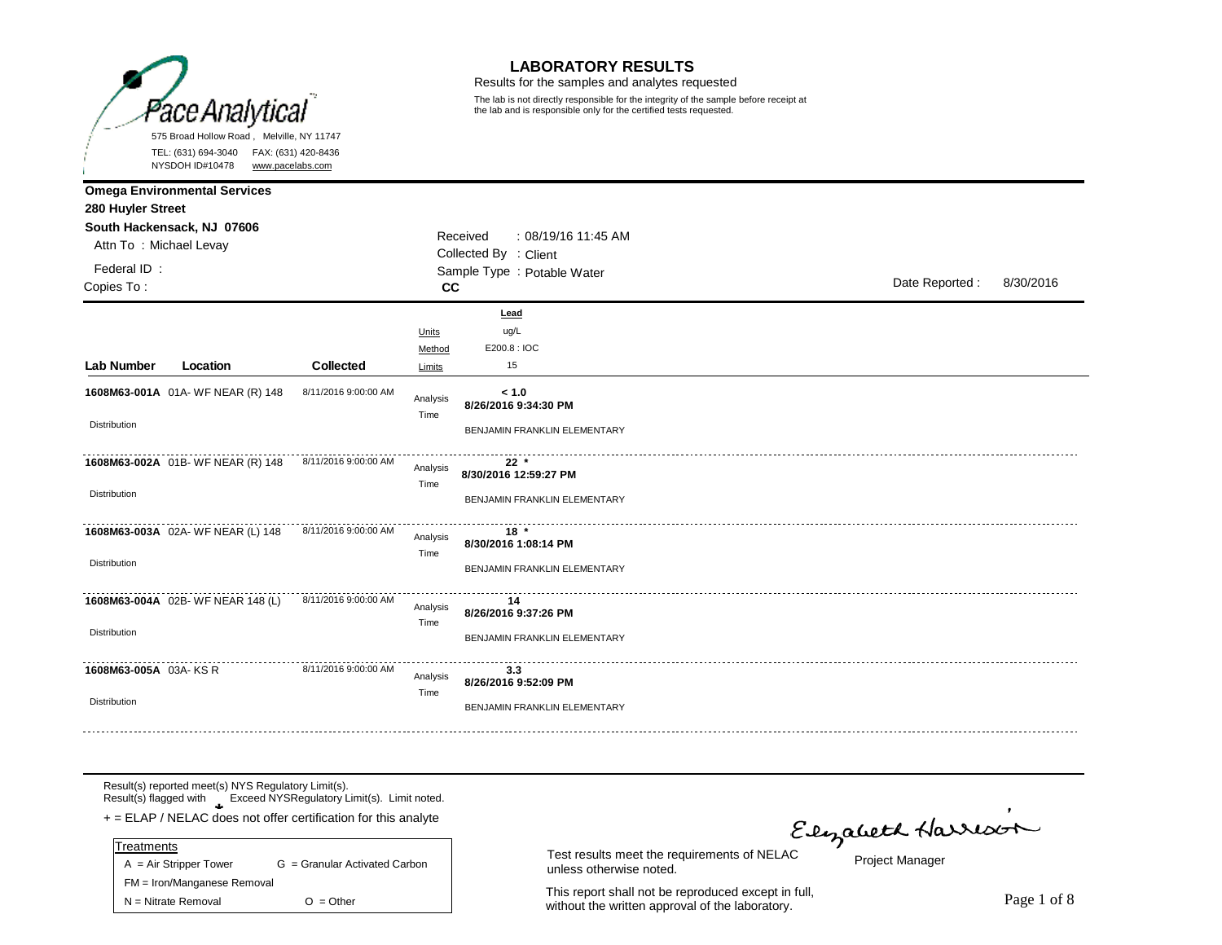**Pace Analytical**

575 Broad Hollow Road , Melville, NY 11747
TEL: (631) 694-3040 FAX: (631) 420-8436
NYSDOH ID#10478 www.pacelabs.com

# LABORATORY RESULTS

Results for the samples and analytes requested

The lab is not directly responsible for the integrity of the sample before receipt at the lab and is responsible only for the certified tests requested.

**Omega Environmental Services**
**280 Huyler Street**
**South Hackensack, NJ 07606**
Attn To : Michael Levay
Federal ID :
Copies To :

Received : 08/19/16 11:45 AM
Collected By : Client
Sample Type : Potable Water
**CC**

Date Reported : 8/30/2016

| Lab Number | Location | Collected | | Lead |
|---|---|---|---|---|
| | | | Units | ug/L |
| | | | Method | E200.8 : IOC |
| | | | Limits | 15 |
| **1608M63-001A** | 01A- WF NEAR (R) 148 | 8/11/2016 9:00:00 AM | Analysis Time | **< 1.0** **8/26/2016 9:34:30 PM** |
| Distribution | | | | BENJAMIN FRANKLIN ELEMENTARY |
| **1608M63-002A** | 01B- WF NEAR (R) 148 | 8/11/2016 9:00:00 AM | Analysis Time | **22 *** **8/30/2016 12:59:27 PM** |
| Distribution | | | | BENJAMIN FRANKLIN ELEMENTARY |
| **1608M63-003A** | 02A- WF NEAR (L) 148 | 8/11/2016 9:00:00 AM | Analysis Time | **18 *** **8/30/2016 1:08:14 PM** |
| Distribution | | | | BENJAMIN FRANKLIN ELEMENTARY |
| **1608M63-004A** | 02B- WF NEAR 148 (L) | 8/11/2016 9:00:00 AM | Analysis Time | **14** **8/26/2016 9:37:26 PM** |
| Distribution | | | | BENJAMIN FRANKLIN ELEMENTARY |
| **1608M63-005A** | 03A- KS R | 8/11/2016 9:00:00 AM | Analysis Time | **3.3** **8/26/2016 9:52:09 PM** |
| Distribution | | | | BENJAMIN FRANKLIN ELEMENTARY |

Result(s) reported meet(s) NYS Regulatory Limit(s).
Result(s) flagged with * Exceed NYSRegulatory Limit(s). Limit noted.
+ = ELAP / NELAC does not offer certification for this analyte

| Treatments | |
|---|---|
| A = Air Stripper Tower | G = Granular Activated Carbon |
| FM = Iron/Manganese Removal | |
| N = Nitrate Removal | O = Other |

Test results meet the requirements of NELAC unless otherwise noted.

This report shall not be reproduced except in full, without the written approval of the laboratory.

Elizabeth Harrison
Project Manager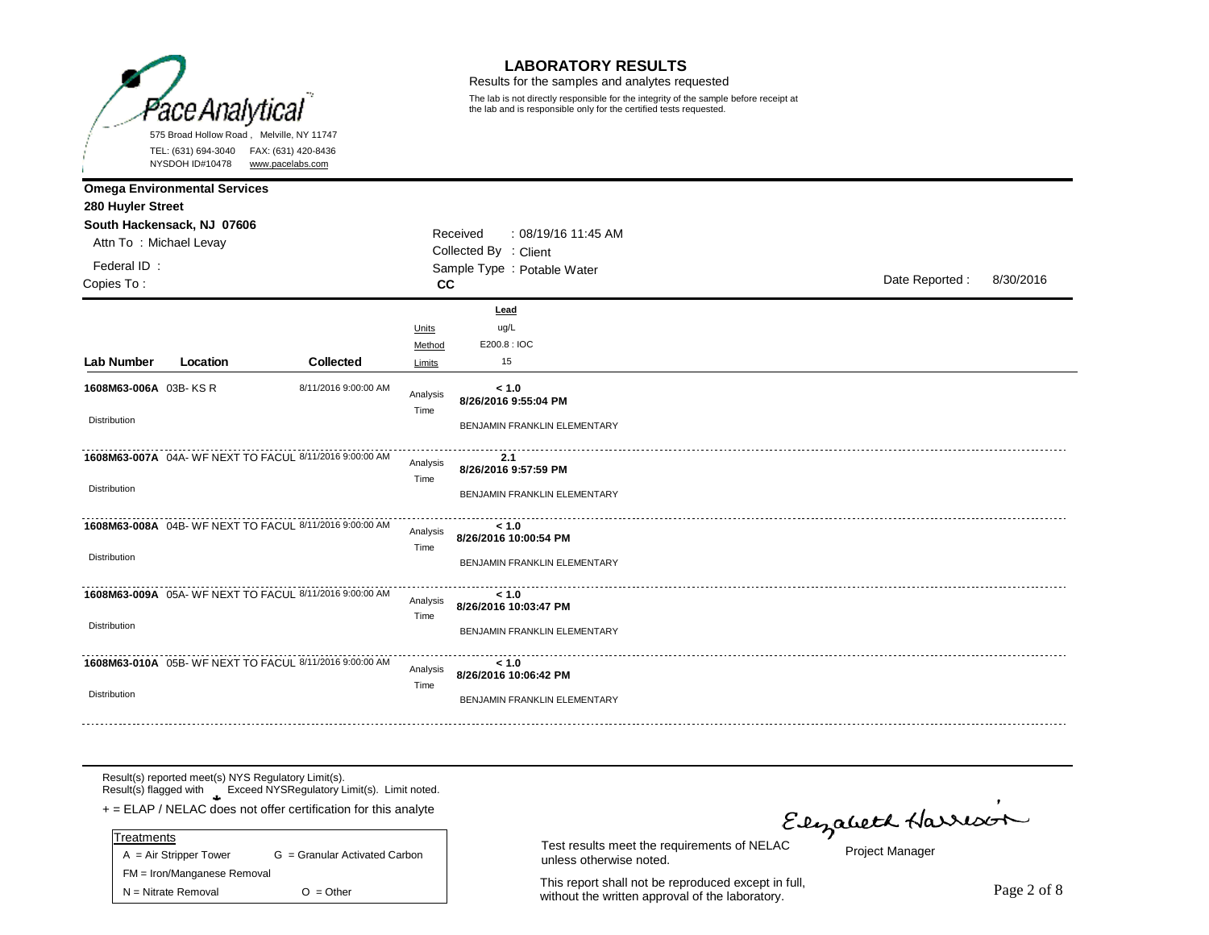Pace Analytical

575 Broad Hollow Road , Melville, NY 11747
TEL: (631) 694-3040 FAX: (631) 420-8436
NYSDOH ID#10478 www.pacelabs.com

# LABORATORY RESULTS

Results for the samples and analytes requested

The lab is not directly responsible for the integrity of the sample before receipt at the lab and is responsible only for the certified tests requested.

**Omega Environmental Services**
**280 Huyler Street**
**South Hackensack, NJ 07606**
Attn To : Michael Levay
Federal ID :
Copies To :

Received : 08/19/16 11:45 AM
Collected By : Client
Sample Type : Potable Water
**CC**

Date Reported : 8/30/2016

| Lab Number | Location | Collected | | Lead |
|---|---|---|---|---|
| | | | Units | ug/L |
| | | | Method | E200.8 : IOC |
| | | | Limits | 15 |
| 1608M63-006A | 03B- KS R | 8/11/2016 9:00:00 AM | Analysis Time | **< 1.0** **8/26/2016 9:55:04 PM** |
| Distribution | | | | BENJAMIN FRANKLIN ELEMENTARY |
| 1608M63-007A | 04A- WF NEXT TO FACUL | 8/11/2016 9:00:00 AM | Analysis Time | **2.1** **8/26/2016 9:57:59 PM** |
| Distribution | | | | BENJAMIN FRANKLIN ELEMENTARY |
| 1608M63-008A | 04B- WF NEXT TO FACUL | 8/11/2016 9:00:00 AM | Analysis Time | **< 1.0** **8/26/2016 10:00:54 PM** |
| Distribution | | | | BENJAMIN FRANKLIN ELEMENTARY |
| 1608M63-009A | 05A- WF NEXT TO FACUL | 8/11/2016 9:00:00 AM | Analysis Time | **< 1.0** **8/26/2016 10:03:47 PM** |
| Distribution | | | | BENJAMIN FRANKLIN ELEMENTARY |
| 1608M63-010A | 05B- WF NEXT TO FACUL | 8/11/2016 9:00:00 AM | Analysis Time | **< 1.0** **8/26/2016 10:06:42 PM** |
| Distribution | | | | BENJAMIN FRANKLIN ELEMENTARY |

Result(s) reported meet(s) NYS Regulatory Limit(s).
Result(s) flagged with Exceed NYSRegulatory Limit(s). Limit noted.
+ = ELAP / NELAC does not offer certification for this analyte

| Treatments | |
|---|---|
| A = Air Stripper Tower | G = Granular Activated Carbon |
| FM = Iron/Manganese Removal | |
| N = Nitrate Removal | O = Other |

Test results meet the requirements of NELAC unless otherwise noted.

This report shall not be reproduced except in full, without the written approval of the laboratory.

Elizabeth Harrison
Project Manager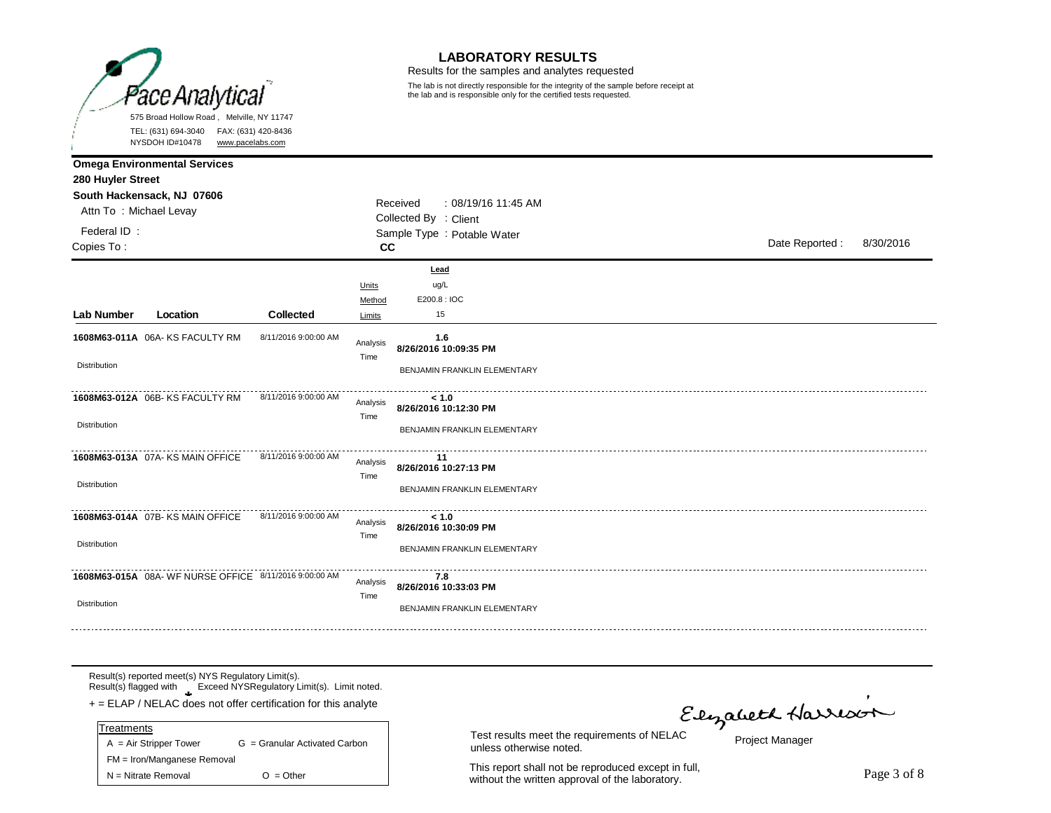Pace Analytical

575 Broad Hollow Road , Melville, NY 11747
TEL: (631) 694-3040 FAX: (631) 420-8436
NYSDOH ID#10478 www.pacelabs.com

# LABORATORY RESULTS

Results for the samples and analytes requested

The lab is not directly responsible for the integrity of the sample before receipt at the lab and is responsible only for the certified tests requested.

**Omega Environmental Services**
**280 Huyler Street**
**South Hackensack, NJ 07606**
Attn To : Michael Levay
Federal ID :
Copies To :

Received : 08/19/16 11:45 AM
Collected By : Client
Sample Type : Potable Water
**CC**

Date Reported : 8/30/2016

| Lab Number | Location | Collected | | Lead |
|---|---|---|---|---|
| | | | Units | ug/L |
| | | | Method | E200.8 : IOC |
| | | | Limits | 15 |
| **1608M63-011A** | 06A- KS FACULTY RM | 8/11/2016 9:00:00 AM | Analysis Time | **1.6** **8/26/2016 10:09:35 PM** |
| Distribution | | | | BENJAMIN FRANKLIN ELEMENTARY |
| **1608M63-012A** | 06B- KS FACULTY RM | 8/11/2016 9:00:00 AM | Analysis Time | **< 1.0** **8/26/2016 10:12:30 PM** |
| Distribution | | | | BENJAMIN FRANKLIN ELEMENTARY |
| **1608M63-013A** | 07A- KS MAIN OFFICE | 8/11/2016 9:00:00 AM | Analysis Time | **11** **8/26/2016 10:27:13 PM** |
| Distribution | | | | BENJAMIN FRANKLIN ELEMENTARY |
| **1608M63-014A** | 07B- KS MAIN OFFICE | 8/11/2016 9:00:00 AM | Analysis Time | **< 1.0** **8/26/2016 10:30:09 PM** |
| Distribution | | | | BENJAMIN FRANKLIN ELEMENTARY |
| **1608M63-015A** | 08A- WF NURSE OFFICE | 8/11/2016 9:00:00 AM | Analysis Time | **7.8** **8/26/2016 10:33:03 PM** |
| Distribution | | | | BENJAMIN FRANKLIN ELEMENTARY |

Result(s) reported meet(s) NYS Regulatory Limit(s).
Result(s) flagged with Exceed NYSRegulatory Limit(s). Limit noted.
+ = ELAP / NELAC does not offer certification for this analyte

| Treatments | |
|---|---|
| A = Air Stripper Tower | G = Granular Activated Carbon |
| FM = Iron/Manganese Removal | |
| N = Nitrate Removal | O = Other |

Test results meet the requirements of NELAC unless otherwise noted.

This report shall not be reproduced except in full, without the written approval of the laboratory.

Elizabeth Harrison
Project Manager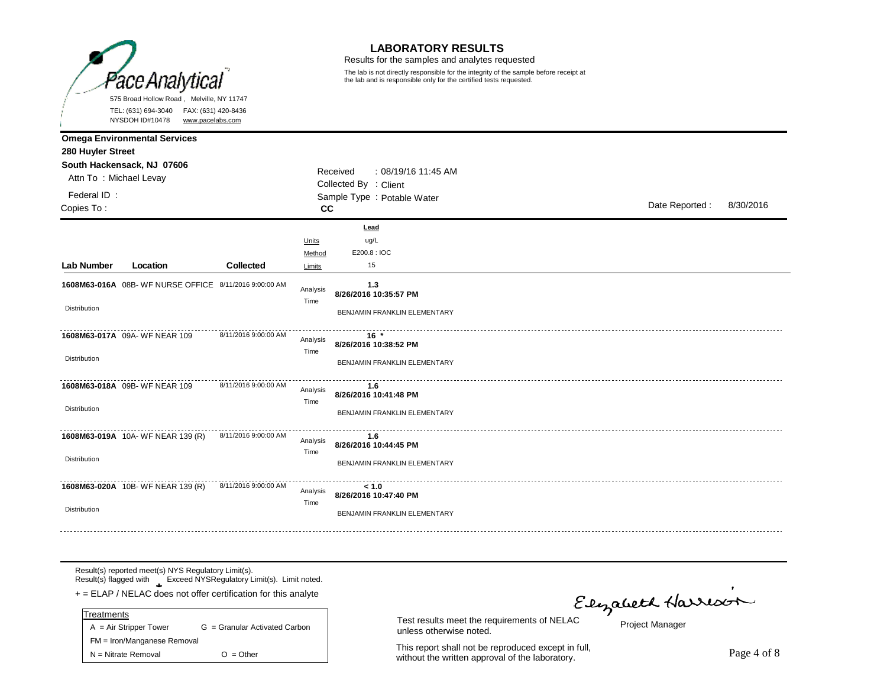**Pace Analytical**

575 Broad Hollow Road , Melville, NY 11747
TEL: (631) 694-3040 FAX: (631) 420-8436
NYSDOH ID#10478 www.pacelabs.com

# LABORATORY RESULTS

Results for the samples and analytes requested

The lab is not directly responsible for the integrity of the sample before receipt at the lab and is responsible only for the certified tests requested.

**Omega Environmental Services**
**280 Huyler Street**
**South Hackensack, NJ 07606**
Attn To : Michael Levay

Federal ID :
Copies To :

Received : 08/19/16 11:45 AM
Collected By : Client
Sample Type : Potable Water
**CC**

Date Reported : 8/30/2016

| Lab Number | Location | Collected | | Lead |
|---|---|---|---|---|
| | | | Units | ug/L |
| | | | Method | E200.8 : IOC |
| | | | Limits | 15 |
| **1608M63-016A** | 08B- WF NURSE OFFICE | 8/11/2016 9:00:00 AM | Analysis Time | **1.3** **8/26/2016 10:35:57 PM** |
| Distribution | | | | BENJAMIN FRANKLIN ELEMENTARY |
| **1608M63-017A** | 09A- WF NEAR 109 | 8/11/2016 9:00:00 AM | Analysis Time | **16 *** **8/26/2016 10:38:52 PM** |
| Distribution | | | | BENJAMIN FRANKLIN ELEMENTARY |
| **1608M63-018A** | 09B- WF NEAR 109 | 8/11/2016 9:00:00 AM | Analysis Time | **1.6** **8/26/2016 10:41:48 PM** |
| Distribution | | | | BENJAMIN FRANKLIN ELEMENTARY |
| **1608M63-019A** | 10A- WF NEAR 139 (R) | 8/11/2016 9:00:00 AM | Analysis Time | **1.6** **8/26/2016 10:44:45 PM** |
| Distribution | | | | BENJAMIN FRANKLIN ELEMENTARY |
| **1608M63-020A** | 10B- WF NEAR 139 (R) | 8/11/2016 9:00:00 AM | Analysis Time | **< 1.0** **8/26/2016 10:47:40 PM** |
| Distribution | | | | BENJAMIN FRANKLIN ELEMENTARY |

Result(s) reported meet(s) NYS Regulatory Limit(s).
Result(s) flagged with * Exceed NYSRegulatory Limit(s). Limit noted.
+ = ELAP / NELAC does not offer certification for this analyte

| Treatments | |
|---|---|
| A = Air Stripper Tower | G = Granular Activated Carbon |
| FM = Iron/Manganese Removal | |
| N = Nitrate Removal | O = Other |

Test results meet the requirements of NELAC unless otherwise noted.

This report shall not be reproduced except in full, without the written approval of the laboratory.

Elizabeth Harrison
Project Manager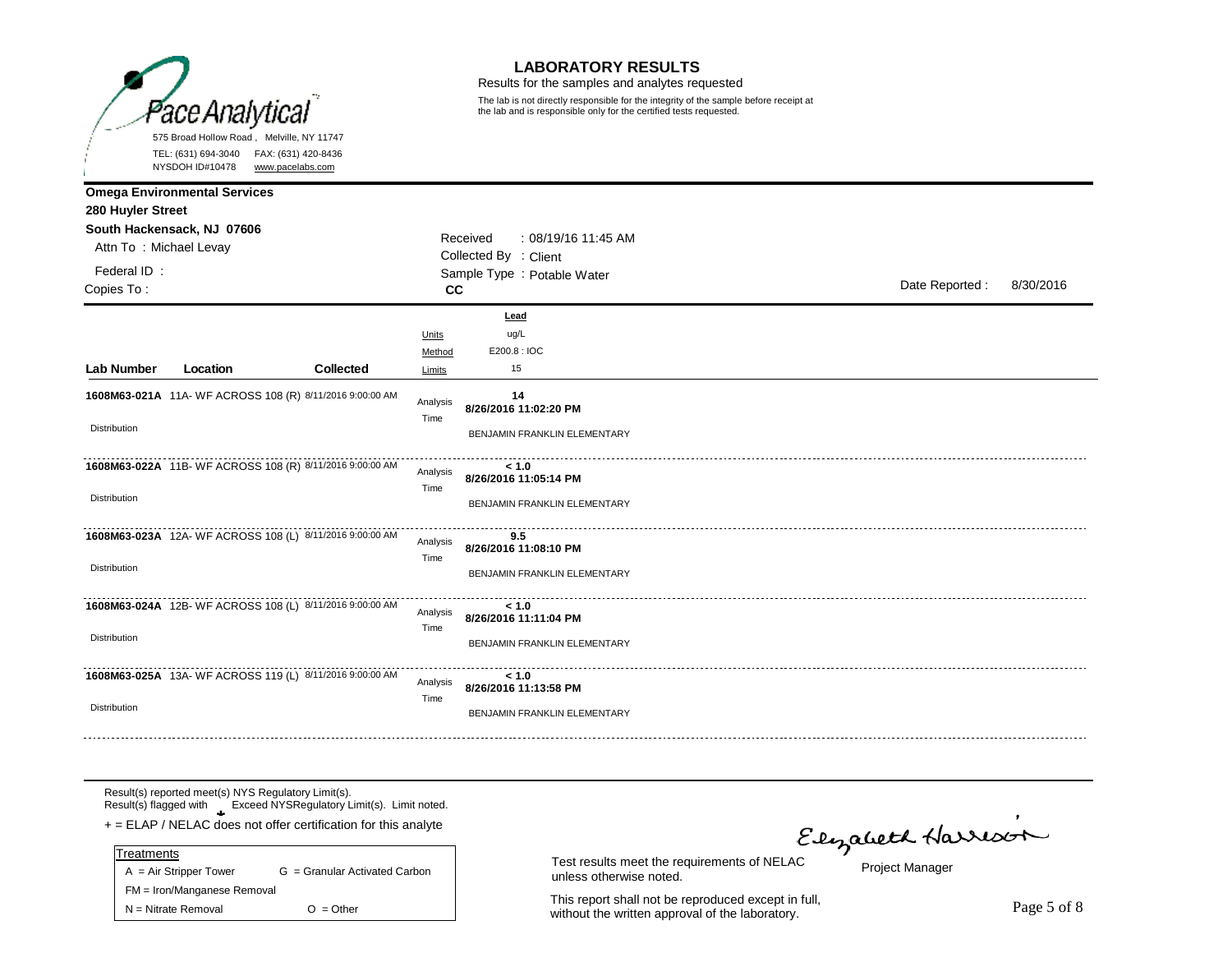# LABORATORY RESULTS

Results for the samples and analytes requested

The lab is not directly responsible for the integrity of the sample before receipt at the lab and is responsible only for the certified tests requested.

Pace Analytical
575 Broad Hollow Road , Melville, NY 11747
TEL: (631) 694-3040 FAX: (631) 420-8436
NYSDOH ID#10478 www.pacelabs.com

**Omega Environmental Services**
**280 Huyler Street**
**South Hackensack, NJ 07606**
Attn To : Michael Levay
Federal ID :
Copies To :

Received : 08/19/16 11:45 AM
Collected By : Client
Sample Type : Potable Water
**CC**

Date Reported : 8/30/2016

| Lab Number | Location | Collected | | Lead |
|---|---|---|---|---|
| | | | Units | ug/L |
| | | | Method | E200.8 : IOC |
| | | | Limits | 15 |
| **1608M63-021A** | 11A- WF ACROSS 108 (R) | 8/11/2016 9:00:00 AM | Analysis Time | **14** **8/26/2016 11:02:20 PM** |
| Distribution | | | | BENJAMIN FRANKLIN ELEMENTARY |
| **1608M63-022A** | 11B- WF ACROSS 108 (R) | 8/11/2016 9:00:00 AM | Analysis Time | **< 1.0** **8/26/2016 11:05:14 PM** |
| Distribution | | | | BENJAMIN FRANKLIN ELEMENTARY |
| **1608M63-023A** | 12A- WF ACROSS 108 (L) | 8/11/2016 9:00:00 AM | Analysis Time | **9.5** **8/26/2016 11:08:10 PM** |
| Distribution | | | | BENJAMIN FRANKLIN ELEMENTARY |
| **1608M63-024A** | 12B- WF ACROSS 108 (L) | 8/11/2016 9:00:00 AM | Analysis Time | **< 1.0** **8/26/2016 11:11:04 PM** |
| Distribution | | | | BENJAMIN FRANKLIN ELEMENTARY |
| **1608M63-025A** | 13A- WF ACROSS 119 (L) | 8/11/2016 9:00:00 AM | Analysis Time | **< 1.0** **8/26/2016 11:13:58 PM** |
| Distribution | | | | BENJAMIN FRANKLIN ELEMENTARY |

Result(s) reported meet(s) NYS Regulatory Limit(s).
Result(s) flagged with Exceed NYSRegulatory Limit(s). Limit noted.
+ = ELAP / NELAC does not offer certification for this analyte

| Treatments | |
|---|---|
| A = Air Stripper Tower | G = Granular Activated Carbon |
| FM = Iron/Manganese Removal | |
| N = Nitrate Removal | O = Other |

Test results meet the requirements of NELAC unless otherwise noted.

This report shall not be reproduced except in full, without the written approval of the laboratory.

Elizabeth Harrison
Project Manager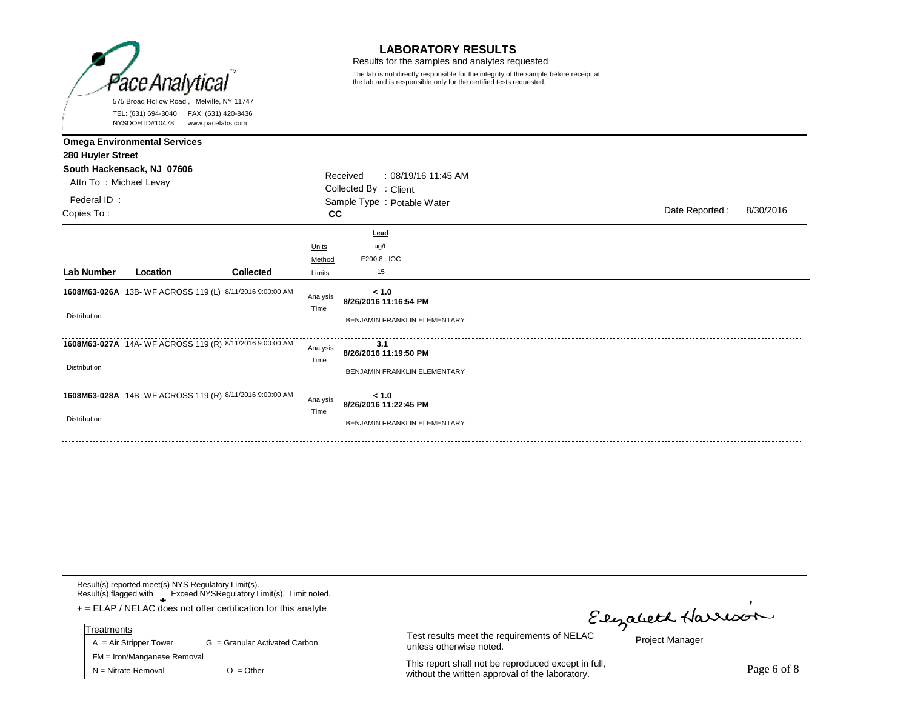Pace Analytical

575 Broad Hollow Road , Melville, NY 11747
TEL: (631) 694-3040 FAX: (631) 420-8436
NYSDOH ID#10478 www.pacelabs.com

# LABORATORY RESULTS

Results for the samples and analytes requested

The lab is not directly responsible for the integrity of the sample before receipt at the lab and is responsible only for the certified tests requested.

**Omega Environmental Services**
**280 Huyler Street**
**South Hackensack, NJ 07606**
Attn To : Michael Levay

Federal ID :
Copies To :

Received : 08/19/16 11:45 AM
Collected By : Client
Sample Type : Potable Water
**CC**

Date Reported : 8/30/2016

| Lab Number | Location | Collected | | Lead |
|---|---|---|---|---|
| | | | Units | ug/L |
| | | | Method | E200.8 : IOC |
| | | | Limits | 15 |
| **1608M63-026A** | 13B- WF ACROSS 119 (L) | 8/11/2016 9:00:00 AM | Analysis Time | **< 1.0**<br>**8/26/2016 11:16:54 PM** |
| Distribution | | | | BENJAMIN FRANKLIN ELEMENTARY |
| **1608M63-027A** | 14A- WF ACROSS 119 (R) | 8/11/2016 9:00:00 AM | Analysis Time | **3.1**<br>**8/26/2016 11:19:50 PM** |
| Distribution | | | | BENJAMIN FRANKLIN ELEMENTARY |
| **1608M63-028A** | 14B- WF ACROSS 119 (R) | 8/11/2016 9:00:00 AM | Analysis Time | **< 1.0**<br>**8/26/2016 11:22:45 PM** |
| Distribution | | | | BENJAMIN FRANKLIN ELEMENTARY |

Result(s) reported meet(s) NYS Regulatory Limit(s).
Result(s) flagged with Exceed NYSRegulatory Limit(s). Limit noted.

+ = ELAP / NELAC does not offer certification for this analyte

| Treatments | |
|---|---|
| A = Air Stripper Tower | G = Granular Activated Carbon |
| FM = Iron/Manganese Removal | |
| N = Nitrate Removal | O = Other |

Test results meet the requirements of NELAC unless otherwise noted.

This report shall not be reproduced except in full, without the written approval of the laboratory.

Elizabeth Harrison
Project Manager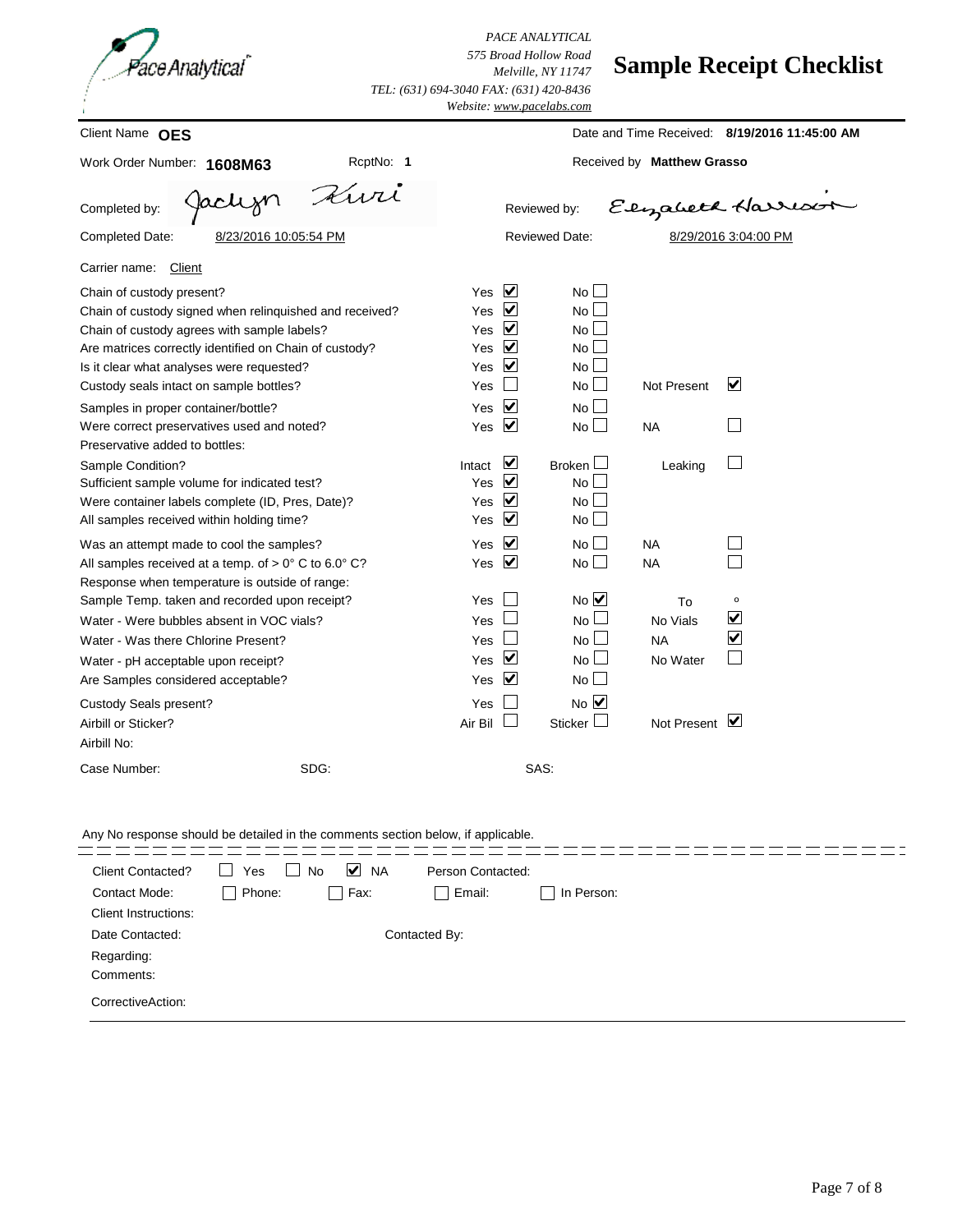PACE ANALYTICAL
575 Broad Hollow Road
Melville, NY 11747
TEL: (631) 694-3040 FAX: (631) 420-8436
Website: www.pacelabs.com

# Sample Receipt Checklist

Client Name **OES**

Date and Time Received: **8/19/2016 11:45:00 AM**

Work Order Number: **1608M63** RcptNo: **1**

Received by **Matthew Grasso**

Completed by: Jaclyn Kiwi

Reviewed by: Elizabeth Harrison

Completed Date: 8/23/2016 10:05:54 PM

Reviewed Date: 8/29/2016 3:04:00 PM

Carrier name: Client

| Question | | | | |
|---|---|---|---|---|
| Chain of custody present? | Yes ☑ | No ☐ | | |
| Chain of custody signed when relinquished and received? | Yes ☑ | No ☐ | | |
| Chain of custody agrees with sample labels? | Yes ☑ | No ☐ | | |
| Are matrices correctly identified on Chain of custody? | Yes ☑ | No ☐ | | |
| Is it clear what analyses were requested? | Yes ☑ | No ☐ | | |
| Custody seals intact on sample bottles? | Yes ☐ | No ☐ | Not Present | ☑ |
| Samples in proper container/bottle? | Yes ☑ | No ☐ | | |
| Were correct preservatives used and noted? | Yes ☑ | No ☐ | NA | ☐ |
| Preservative added to bottles: | | | | |
| Sample Condition? | Intact ☑ | Broken ☐ | Leaking | ☐ |
| Sufficient sample volume for indicated test? | Yes ☑ | No ☐ | | |
| Were container labels complete (ID, Pres, Date)? | Yes ☑ | No ☐ | | |
| All samples received within holding time? | Yes ☑ | No ☐ | | |
| Was an attempt made to cool the samples? | Yes ☑ | No ☐ | NA | ☐ |
| All samples received at a temp. of > 0° C to 6.0° C? | Yes ☑ | No ☐ | NA | ☐ |
| Response when temperature is outside of range: | | | | |
| Sample Temp. taken and recorded upon receipt? | Yes ☐ | No ☑ | To | ° |
| Water - Were bubbles absent in VOC vials? | Yes ☐ | No ☐ | No Vials | ☑ |
| Water - Was there Chlorine Present? | Yes ☐ | No ☐ | NA | ☑ |
| Water - pH acceptable upon receipt? | Yes ☑ | No ☐ | No Water | ☐ |
| Are Samples considered acceptable? | Yes ☑ | No ☐ | | |
| Custody Seals present? | Yes ☐ | No ☑ | | |
| Airbill or Sticker? | Air Bil ☐ | Sticker ☐ | Not Present | ☑ |
| Airbill No: | | | | |

Case Number: SDG: SAS:

Any No response should be detailed in the comments section below, if applicable.

Client Contacted? ☐ Yes ☐ No ☑ NA Person Contacted:

Contact Mode: ☐ Phone: ☐ Fax: ☐ Email: ☐ In Person:

Client Instructions:

Date Contacted: Contacted By:

Regarding:

Comments:

CorrectiveAction: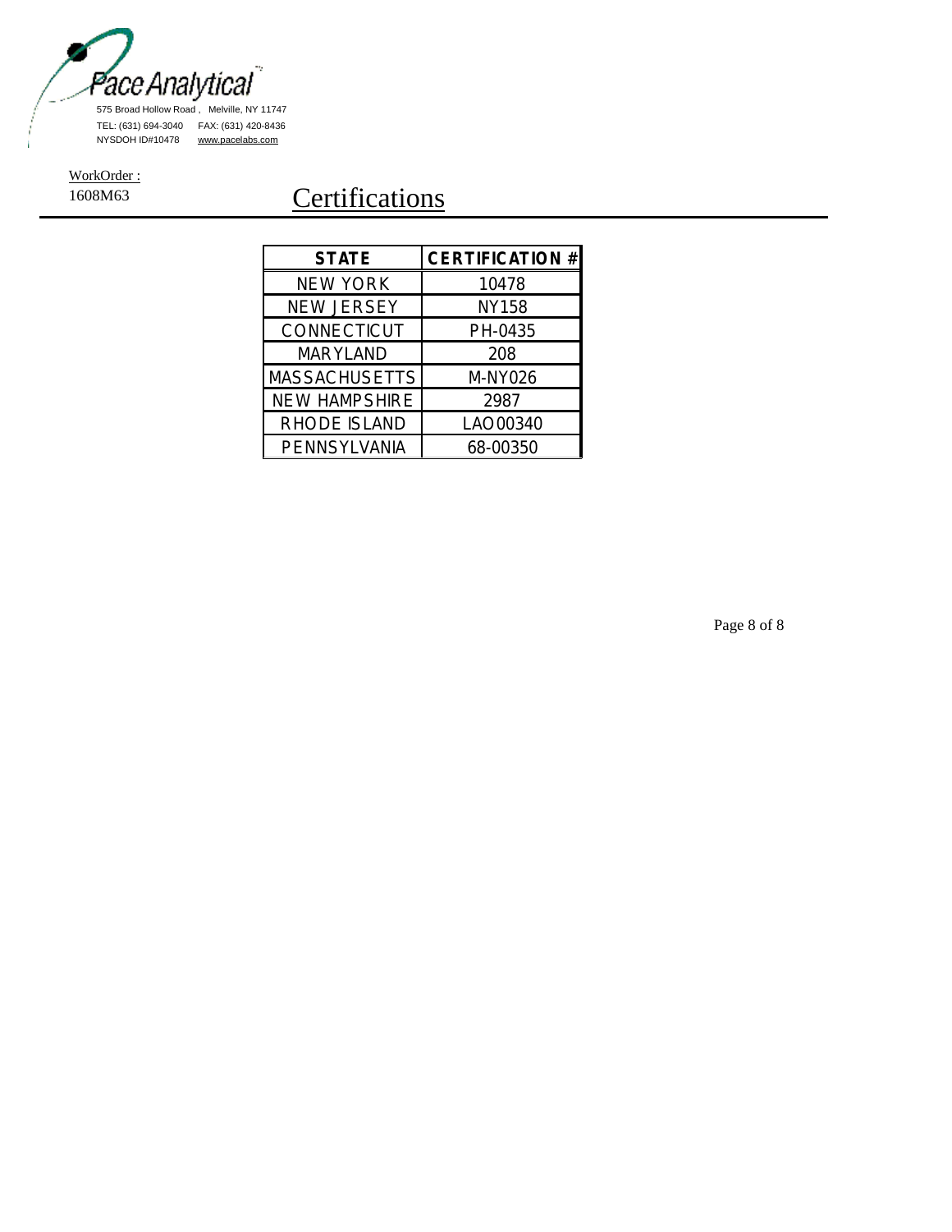Pace Analytical

575 Broad Hollow Road , Melville, NY 11747
TEL: (631) 694-3040 FAX: (631) 420-8436
NYSDOH ID#10478 www.pacelabs.com

WorkOrder :
1608M63

# Certifications

| STATE | CERTIFICATION # |
|---|---|
| NEW YORK | 10478 |
| NEW JERSEY | NY158 |
| CONNECTICUT | PH-0435 |
| MARYLAND | 208 |
| MASSACHUSETTS | M-NY026 |
| NEW HAMPSHIRE | 2987 |
| RHODE ISLAND | LAO00340 |
| PENNSYLVANIA | 68-00350 |